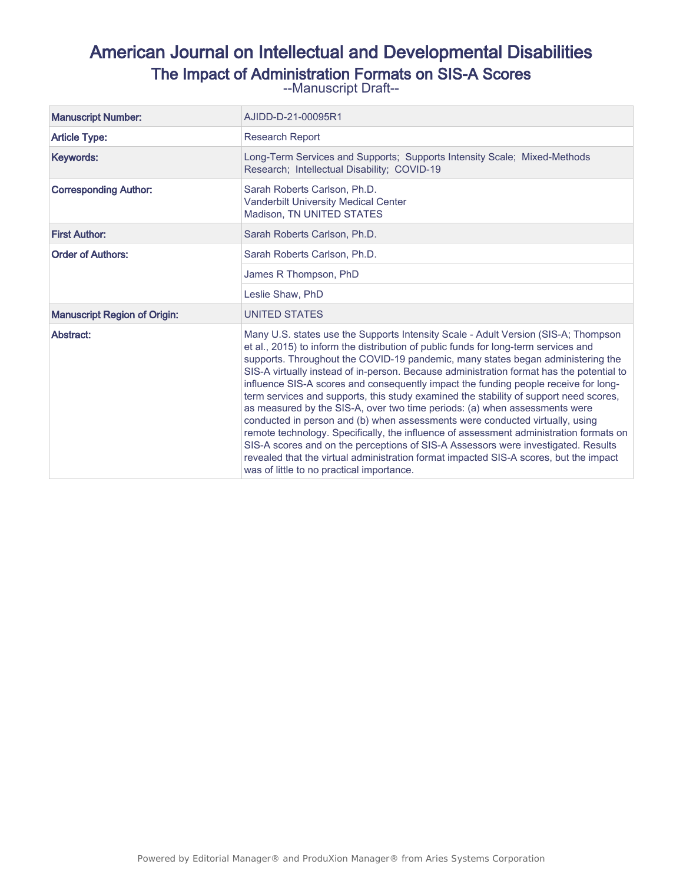# American Journal on Intellectual and Developmental Disabilities

## The Impact of Administration Formats on SIS-A Scores

--Manuscript Draft--

| | |
|---|---|
| **Manuscript Number:** | AJIDD-D-21-00095R1 |
| **Article Type:** | Research Report |
| **Keywords:** | Long-Term Services and Supports; Supports Intensity Scale; Mixed-Methods Research; Intellectual Disability; COVID-19 |
| **Corresponding Author:** | Sarah Roberts Carlson, Ph.D.<br>Vanderbilt University Medical Center<br>Madison, TN UNITED STATES |
| **First Author:** | Sarah Roberts Carlson, Ph.D. |
| **Order of Authors:** | Sarah Roberts Carlson, Ph.D. |
| | James R Thompson, PhD |
| | Leslie Shaw, PhD |
| **Manuscript Region of Origin:** | UNITED STATES |
| **Abstract:** | Many U.S. states use the Supports Intensity Scale - Adult Version (SIS-A; Thompson et al., 2015) to inform the distribution of public funds for long-term services and supports. Throughout the COVID-19 pandemic, many states began administering the SIS-A virtually instead of in-person. Because administration format has the potential to influence SIS-A scores and consequently impact the funding people receive for long-term services and supports, this study examined the stability of support need scores, as measured by the SIS-A, over two time periods: (a) when assessments were conducted in person and (b) when assessments were conducted virtually, using remote technology. Specifically, the influence of assessment administration formats on SIS-A scores and on the perceptions of SIS-A Assessors were investigated. Results revealed that the virtual administration format impacted SIS-A scores, but the impact was of little to no practical importance. |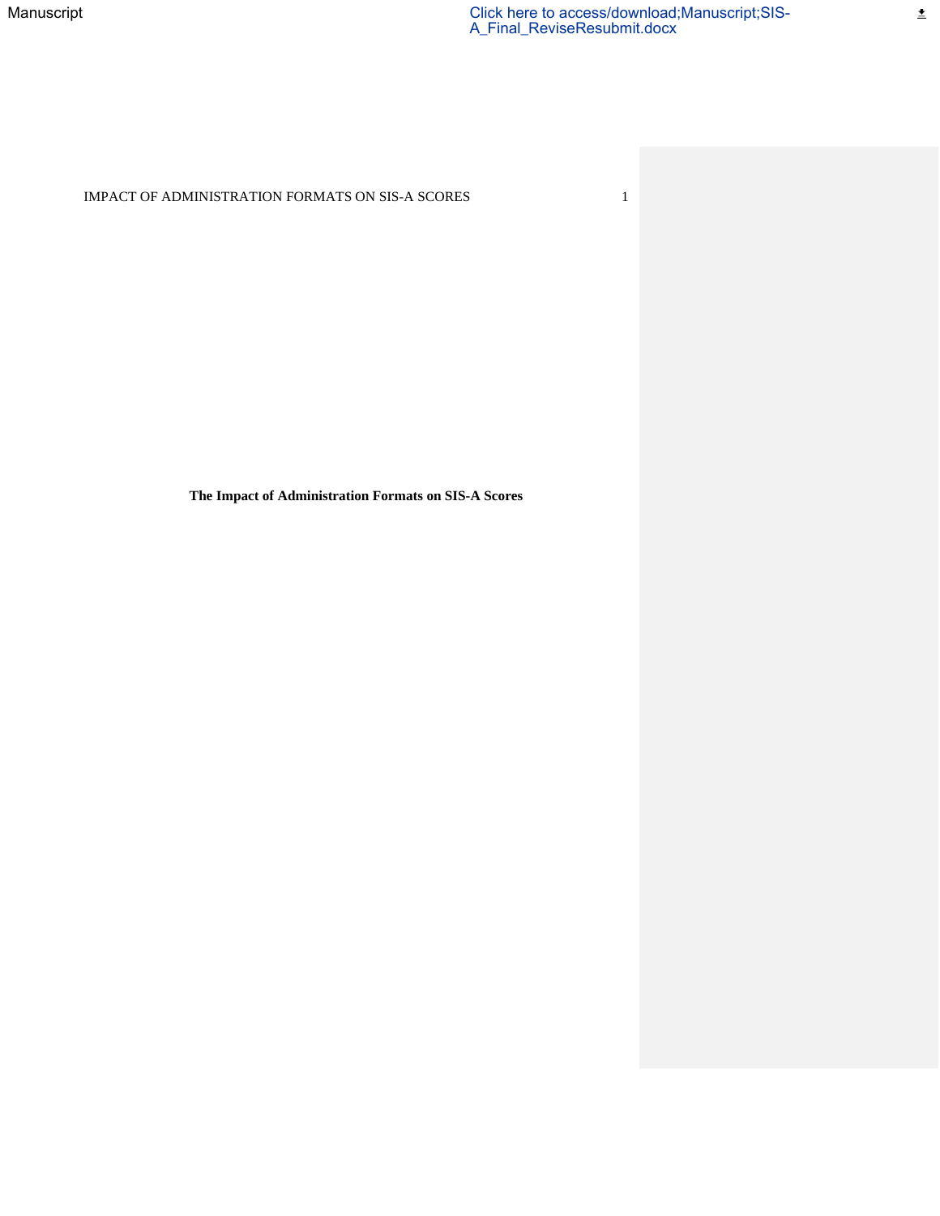# The Impact of Administration Formats on SIS-A Scores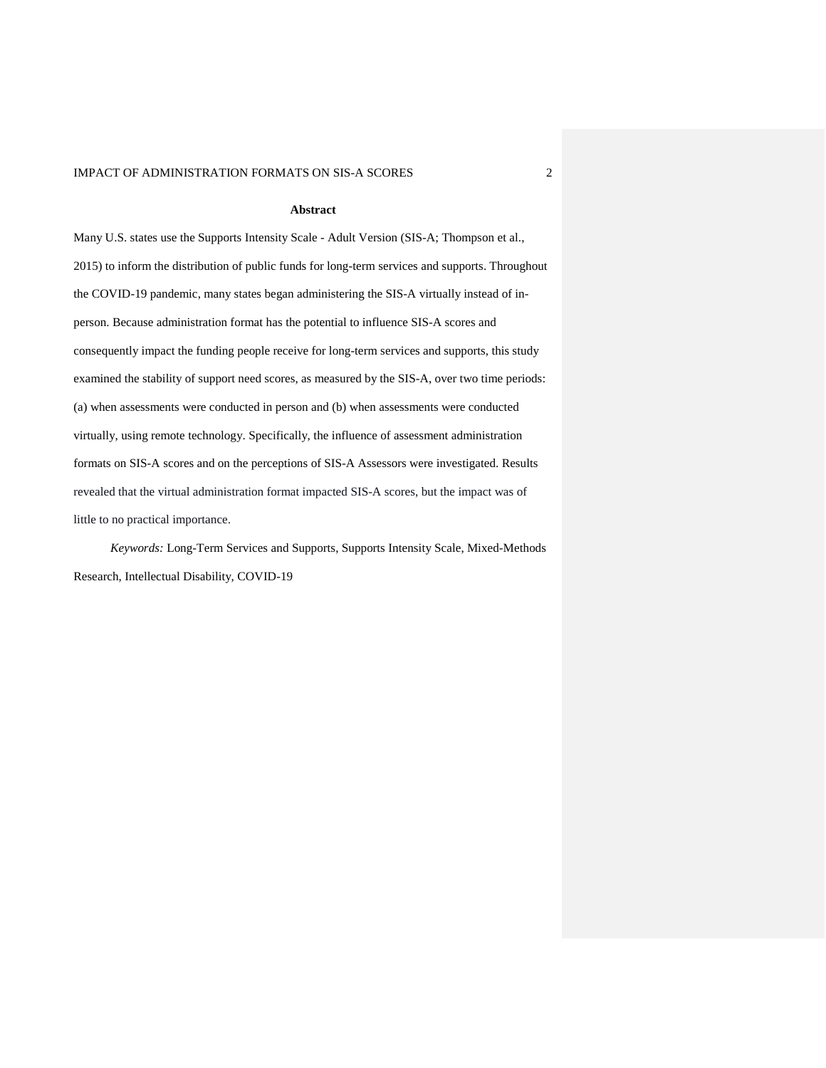# Abstract

Many U.S. states use the Supports Intensity Scale - Adult Version (SIS-A; Thompson et al., 2015) to inform the distribution of public funds for long-term services and supports. Throughout the COVID-19 pandemic, many states began administering the SIS-A virtually instead of in-person. Because administration format has the potential to influence SIS-A scores and consequently impact the funding people receive for long-term services and supports, this study examined the stability of support need scores, as measured by the SIS-A, over two time periods: (a) when assessments were conducted in person and (b) when assessments were conducted virtually, using remote technology. Specifically, the influence of assessment administration formats on SIS-A scores and on the perceptions of SIS-A Assessors were investigated. Results revealed that the virtual administration format impacted SIS-A scores, but the impact was of little to no practical importance.

*Keywords:* Long-Term Services and Supports, Supports Intensity Scale, Mixed-Methods Research, Intellectual Disability, COVID-19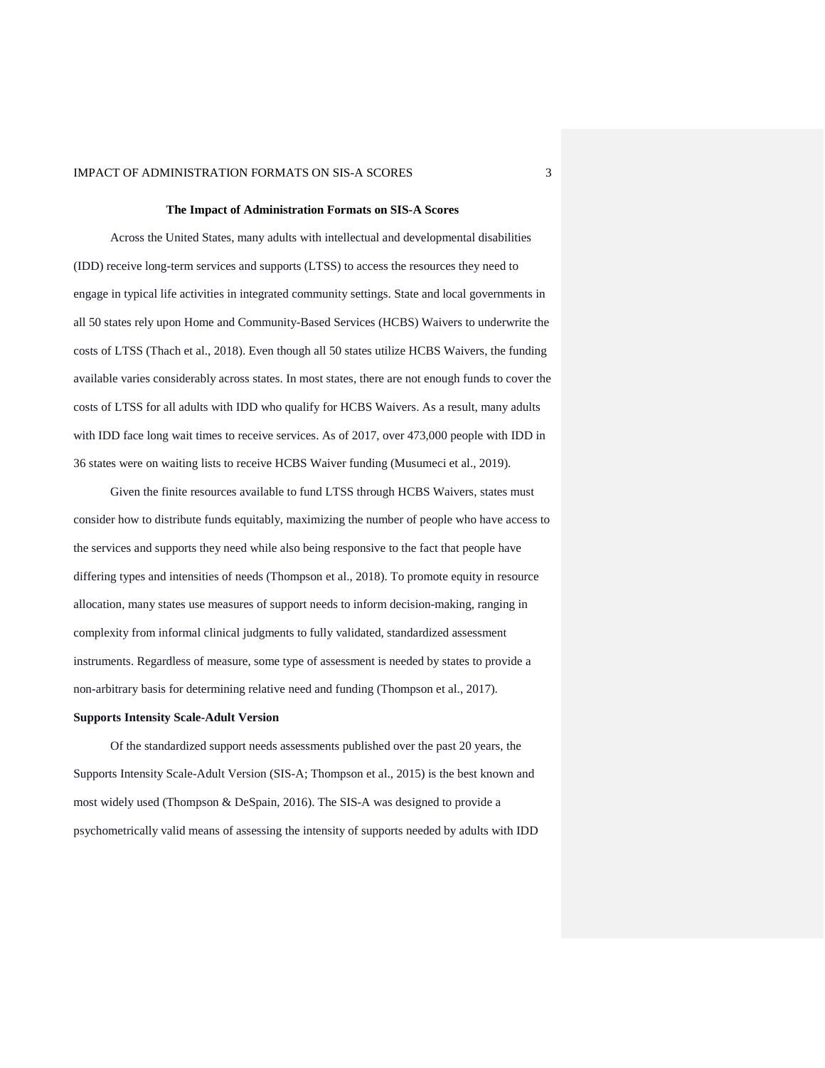# The Impact of Administration Formats on SIS-A Scores

Across the United States, many adults with intellectual and developmental disabilities (IDD) receive long-term services and supports (LTSS) to access the resources they need to engage in typical life activities in integrated community settings. State and local governments in all 50 states rely upon Home and Community-Based Services (HCBS) Waivers to underwrite the costs of LTSS (Thach et al., 2018). Even though all 50 states utilize HCBS Waivers, the funding available varies considerably across states. In most states, there are not enough funds to cover the costs of LTSS for all adults with IDD who qualify for HCBS Waivers. As a result, many adults with IDD face long wait times to receive services. As of 2017, over 473,000 people with IDD in 36 states were on waiting lists to receive HCBS Waiver funding (Musumeci et al., 2019).

Given the finite resources available to fund LTSS through HCBS Waivers, states must consider how to distribute funds equitably, maximizing the number of people who have access to the services and supports they need while also being responsive to the fact that people have differing types and intensities of needs (Thompson et al., 2018). To promote equity in resource allocation, many states use measures of support needs to inform decision-making, ranging in complexity from informal clinical judgments to fully validated, standardized assessment instruments. Regardless of measure, some type of assessment is needed by states to provide a non-arbitrary basis for determining relative need and funding (Thompson et al., 2017).

## Supports Intensity Scale-Adult Version

Of the standardized support needs assessments published over the past 20 years, the Supports Intensity Scale-Adult Version (SIS-A; Thompson et al., 2015) is the best known and most widely used (Thompson & DeSpain, 2016). The SIS-A was designed to provide a psychometrically valid means of assessing the intensity of supports needed by adults with IDD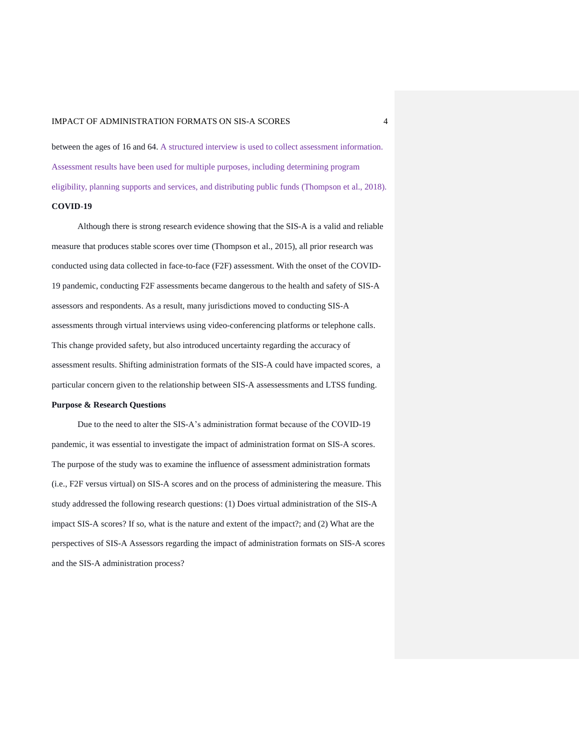between the ages of 16 and 64. A structured interview is used to collect assessment information. Assessment results have been used for multiple purposes, including determining program eligibility, planning supports and services, and distributing public funds (Thompson et al., 2018).

### COVID-19

Although there is strong research evidence showing that the SIS-A is a valid and reliable measure that produces stable scores over time (Thompson et al., 2015), all prior research was conducted using data collected in face-to-face (F2F) assessment. With the onset of the COVID-19 pandemic, conducting F2F assessments became dangerous to the health and safety of SIS-A assessors and respondents. As a result, many jurisdictions moved to conducting SIS-A assessments through virtual interviews using video-conferencing platforms or telephone calls. This change provided safety, but also introduced uncertainty regarding the accuracy of assessment results. Shifting administration formats of the SIS-A could have impacted scores, a particular concern given to the relationship between SIS-A assessessments and LTSS funding.

### Purpose & Research Questions

Due to the need to alter the SIS-A's administration format because of the COVID-19 pandemic, it was essential to investigate the impact of administration format on SIS-A scores. The purpose of the study was to examine the influence of assessment administration formats (i.e., F2F versus virtual) on SIS-A scores and on the process of administering the measure. This study addressed the following research questions: (1) Does virtual administration of the SIS-A impact SIS-A scores? If so, what is the nature and extent of the impact?; and (2) What are the perspectives of SIS-A Assessors regarding the impact of administration formats on SIS-A scores and the SIS-A administration process?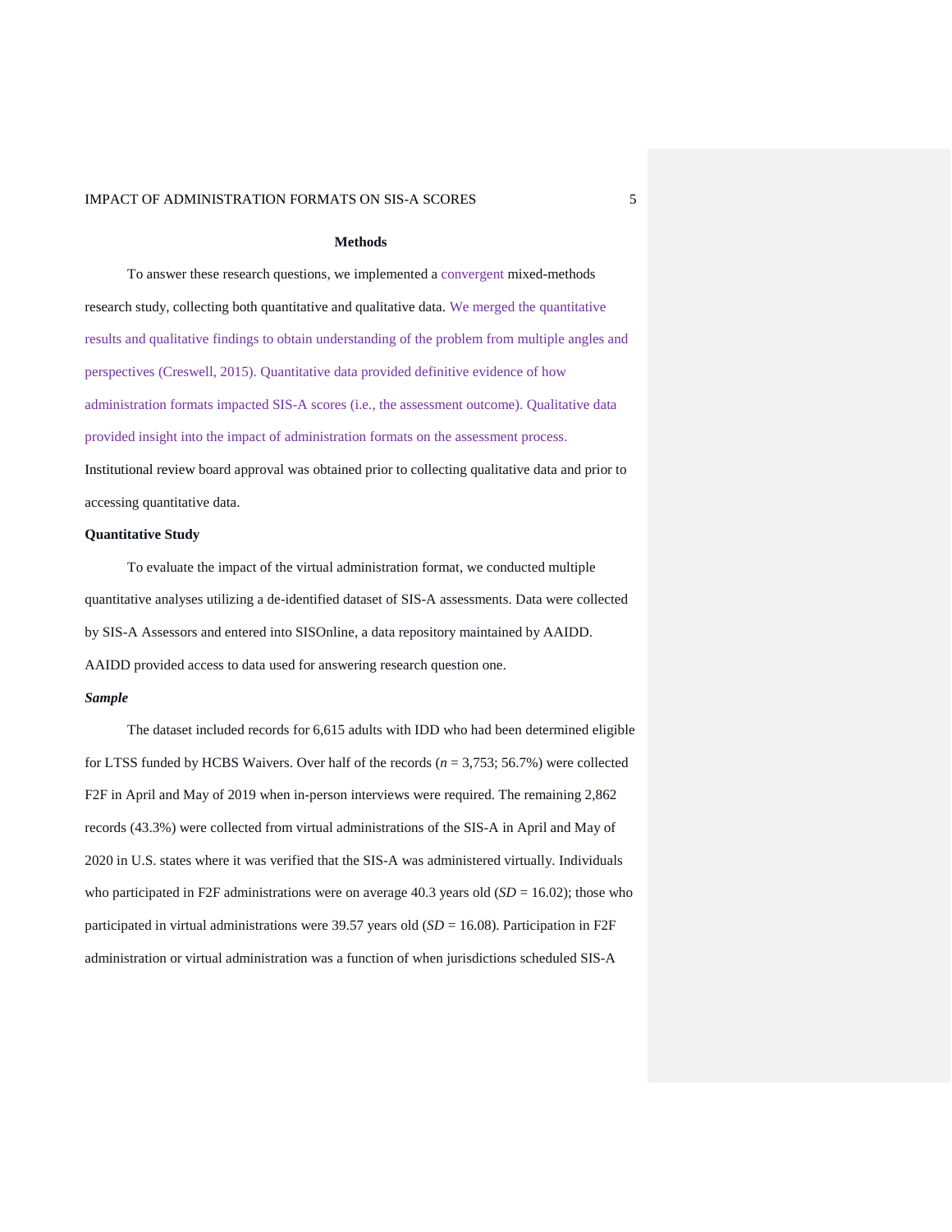## Methods

To answer these research questions, we implemented a convergent mixed-methods research study, collecting both quantitative and qualitative data. We merged the quantitative results and qualitative findings to obtain understanding of the problem from multiple angles and perspectives (Creswell, 2015). Quantitative data provided definitive evidence of how administration formats impacted SIS-A scores (i.e., the assessment outcome). Qualitative data provided insight into the impact of administration formats on the assessment process. Institutional review board approval was obtained prior to collecting qualitative data and prior to accessing quantitative data.

### Quantitative Study

To evaluate the impact of the virtual administration format, we conducted multiple quantitative analyses utilizing a de-identified dataset of SIS-A assessments. Data were collected by SIS-A Assessors and entered into SISOnline, a data repository maintained by AAIDD. AAIDD provided access to data used for answering research question one.

#### *Sample*

The dataset included records for 6,615 adults with IDD who had been determined eligible for LTSS funded by HCBS Waivers. Over half of the records ($n$ = 3,753; 56.7%) were collected F2F in April and May of 2019 when in-person interviews were required. The remaining 2,862 records (43.3%) were collected from virtual administrations of the SIS-A in April and May of 2020 in U.S. states where it was verified that the SIS-A was administered virtually. Individuals who participated in F2F administrations were on average 40.3 years old ($SD$ = 16.02); those who participated in virtual administrations were 39.57 years old ($SD$ = 16.08). Participation in F2F administration or virtual administration was a function of when jurisdictions scheduled SIS-A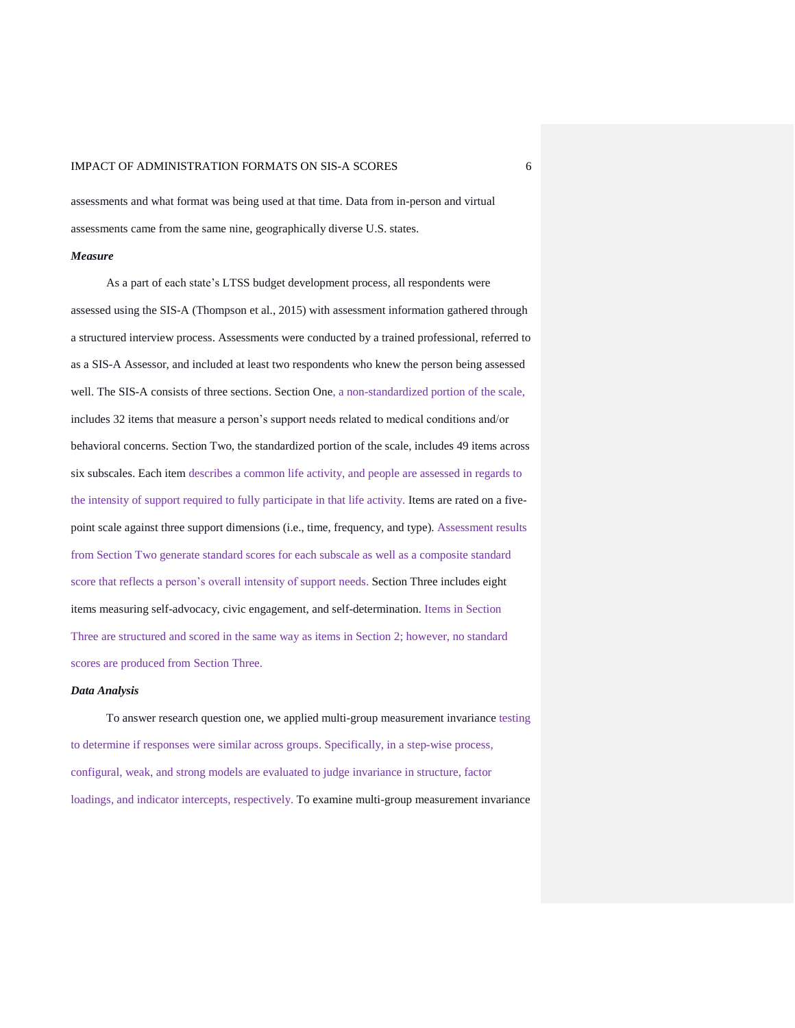assessments and what format was being used at that time. Data from in-person and virtual assessments came from the same nine, geographically diverse U.S. states.

### *Measure*

As a part of each state's LTSS budget development process, all respondents were assessed using the SIS-A (Thompson et al., 2015) with assessment information gathered through a structured interview process. Assessments were conducted by a trained professional, referred to as a SIS-A Assessor, and included at least two respondents who knew the person being assessed well. The SIS-A consists of three sections. Section One, a non-standardized portion of the scale, includes 32 items that measure a person's support needs related to medical conditions and/or behavioral concerns. Section Two, the standardized portion of the scale, includes 49 items across six subscales. Each item describes a common life activity, and people are assessed in regards to the intensity of support required to fully participate in that life activity. Items are rated on a five-point scale against three support dimensions (i.e., time, frequency, and type). Assessment results from Section Two generate standard scores for each subscale as well as a composite standard score that reflects a person's overall intensity of support needs. Section Three includes eight items measuring self-advocacy, civic engagement, and self-determination. Items in Section Three are structured and scored in the same way as items in Section 2; however, no standard scores are produced from Section Three.

### *Data Analysis*

To answer research question one, we applied multi-group measurement invariance testing to determine if responses were similar across groups. Specifically, in a step-wise process, configural, weak, and strong models are evaluated to judge invariance in structure, factor loadings, and indicator intercepts, respectively. To examine multi-group measurement invariance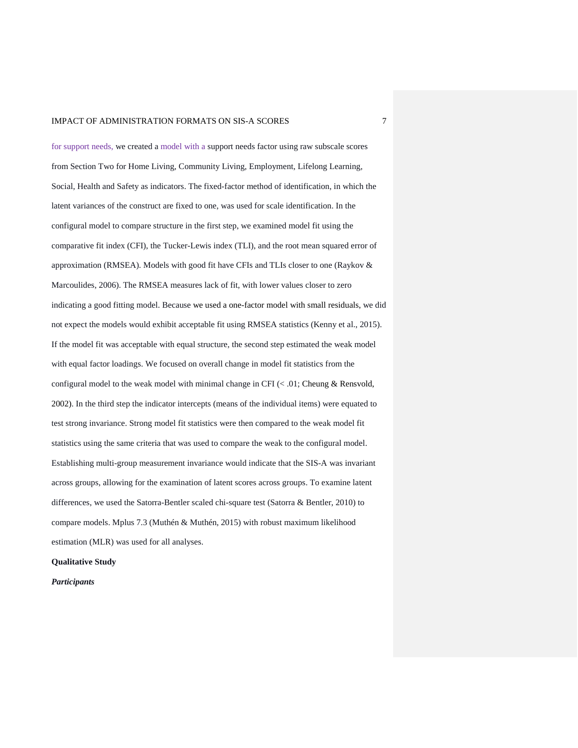for support needs, we created a model with a support needs factor using raw subscale scores from Section Two for Home Living, Community Living, Employment, Lifelong Learning, Social, Health and Safety as indicators. The fixed-factor method of identification, in which the latent variances of the construct are fixed to one, was used for scale identification. In the configural model to compare structure in the first step, we examined model fit using the comparative fit index (CFI), the Tucker-Lewis index (TLI), and the root mean squared error of approximation (RMSEA). Models with good fit have CFIs and TLIs closer to one (Raykov & Marcoulides, 2006). The RMSEA measures lack of fit, with lower values closer to zero indicating a good fitting model. Because we used a one-factor model with small residuals, we did not expect the models would exhibit acceptable fit using RMSEA statistics (Kenny et al., 2015). If the model fit was acceptable with equal structure, the second step estimated the weak model with equal factor loadings. We focused on overall change in model fit statistics from the configural model to the weak model with minimal change in CFI (< .01; Cheung & Rensvold, 2002). In the third step the indicator intercepts (means of the individual items) were equated to test strong invariance. Strong model fit statistics were then compared to the weak model fit statistics using the same criteria that was used to compare the weak to the configural model. Establishing multi-group measurement invariance would indicate that the SIS-A was invariant across groups, allowing for the examination of latent scores across groups. To examine latent differences, we used the Satorra-Bentler scaled chi-square test (Satorra & Bentler, 2010) to compare models. Mplus 7.3 (Muthén & Muthén, 2015) with robust maximum likelihood estimation (MLR) was used for all analyses.

## Qualitative Study

### *Participants*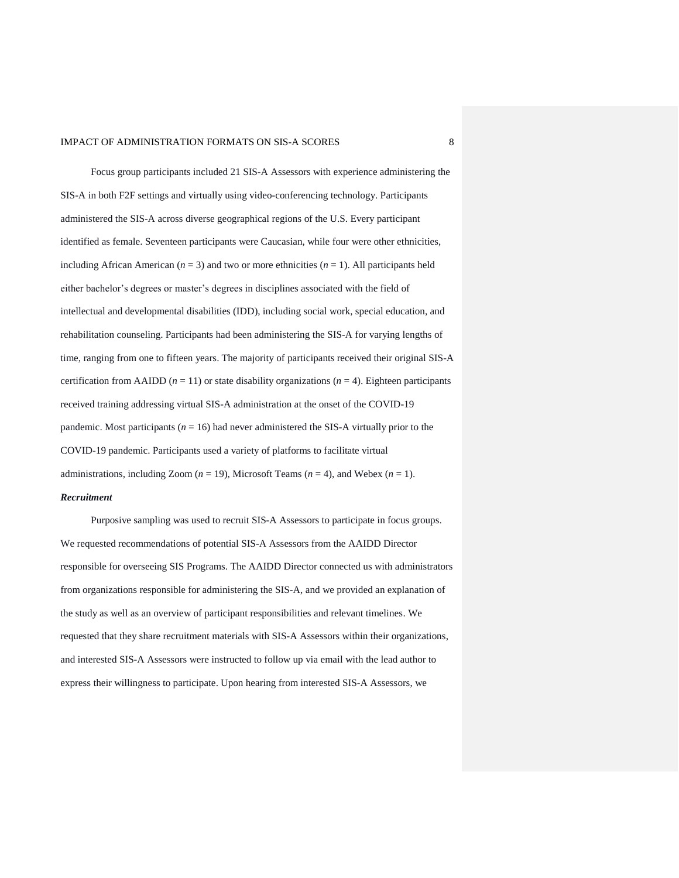Focus group participants included 21 SIS-A Assessors with experience administering the SIS-A in both F2F settings and virtually using video-conferencing technology. Participants administered the SIS-A across diverse geographical regions of the U.S. Every participant identified as female. Seventeen participants were Caucasian, while four were other ethnicities, including African American ($n$ = 3) and two or more ethnicities ($n$ = 1). All participants held either bachelor's degrees or master's degrees in disciplines associated with the field of intellectual and developmental disabilities (IDD), including social work, special education, and rehabilitation counseling. Participants had been administering the SIS-A for varying lengths of time, ranging from one to fifteen years. The majority of participants received their original SIS-A certification from AAIDD ($n$ = 11) or state disability organizations ($n$ = 4). Eighteen participants received training addressing virtual SIS-A administration at the onset of the COVID-19 pandemic. Most participants ($n$ = 16) had never administered the SIS-A virtually prior to the COVID-19 pandemic. Participants used a variety of platforms to facilitate virtual administrations, including Zoom ($n$ = 19), Microsoft Teams ($n$ = 4), and Webex ($n$ = 1).

***Recruitment***

Purposive sampling was used to recruit SIS-A Assessors to participate in focus groups. We requested recommendations of potential SIS-A Assessors from the AAIDD Director responsible for overseeing SIS Programs. The AAIDD Director connected us with administrators from organizations responsible for administering the SIS-A, and we provided an explanation of the study as well as an overview of participant responsibilities and relevant timelines. We requested that they share recruitment materials with SIS-A Assessors within their organizations, and interested SIS-A Assessors were instructed to follow up via email with the lead author to express their willingness to participate. Upon hearing from interested SIS-A Assessors, we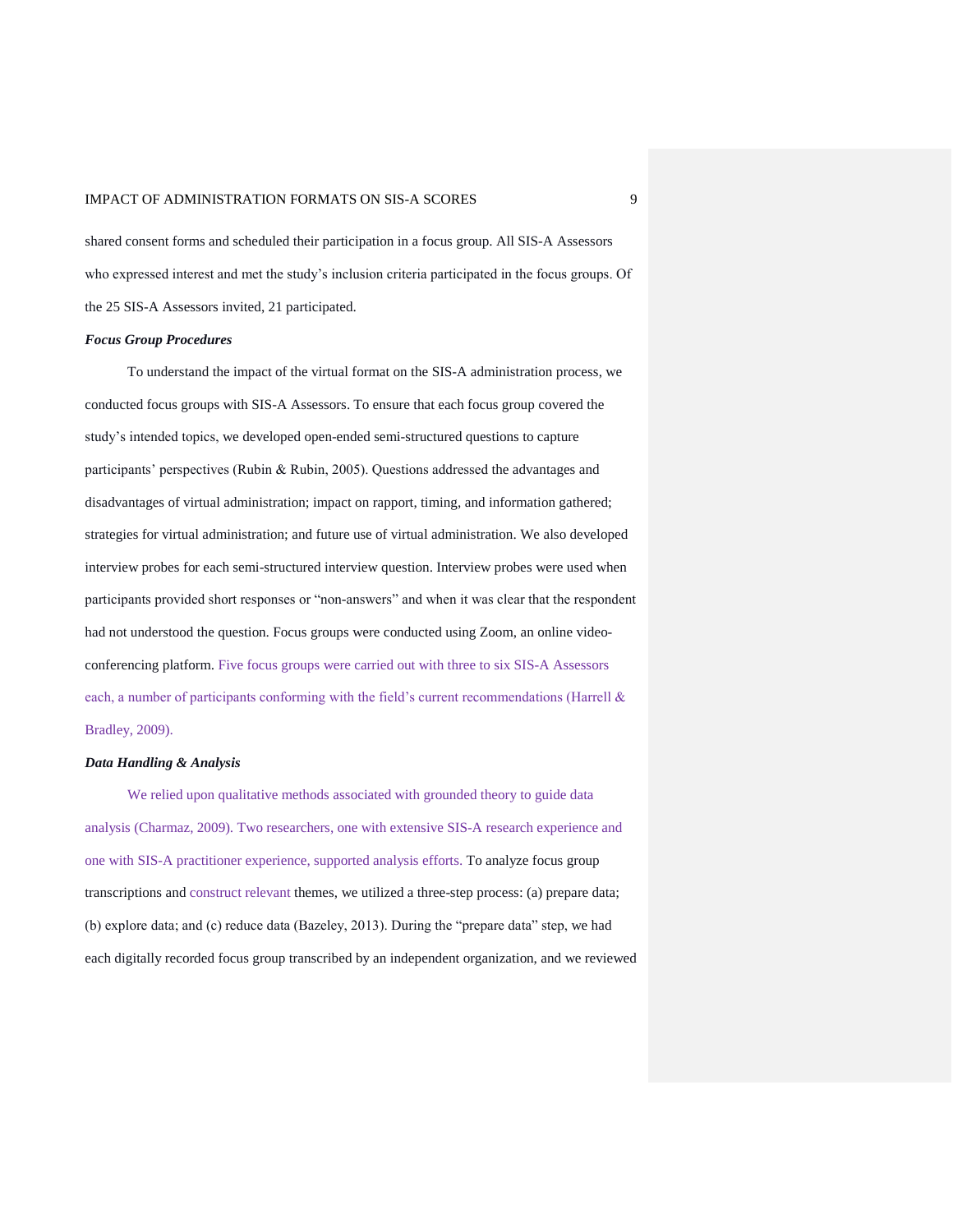shared consent forms and scheduled their participation in a focus group. All SIS-A Assessors who expressed interest and met the study's inclusion criteria participated in the focus groups. Of the 25 SIS-A Assessors invited, 21 participated.

### *Focus Group Procedures*

To understand the impact of the virtual format on the SIS-A administration process, we conducted focus groups with SIS-A Assessors. To ensure that each focus group covered the study's intended topics, we developed open-ended semi-structured questions to capture participants' perspectives (Rubin & Rubin, 2005). Questions addressed the advantages and disadvantages of virtual administration; impact on rapport, timing, and information gathered; strategies for virtual administration; and future use of virtual administration. We also developed interview probes for each semi-structured interview question. Interview probes were used when participants provided short responses or "non-answers" and when it was clear that the respondent had not understood the question. Focus groups were conducted using Zoom, an online video-conferencing platform. Five focus groups were carried out with three to six SIS-A Assessors each, a number of participants conforming with the field's current recommendations (Harrell & Bradley, 2009).

### *Data Handling & Analysis*

We relied upon qualitative methods associated with grounded theory to guide data analysis (Charmaz, 2009). Two researchers, one with extensive SIS-A research experience and one with SIS-A practitioner experience, supported analysis efforts. To analyze focus group transcriptions and construct relevant themes, we utilized a three-step process: (a) prepare data; (b) explore data; and (c) reduce data (Bazeley, 2013). During the "prepare data" step, we had each digitally recorded focus group transcribed by an independent organization, and we reviewed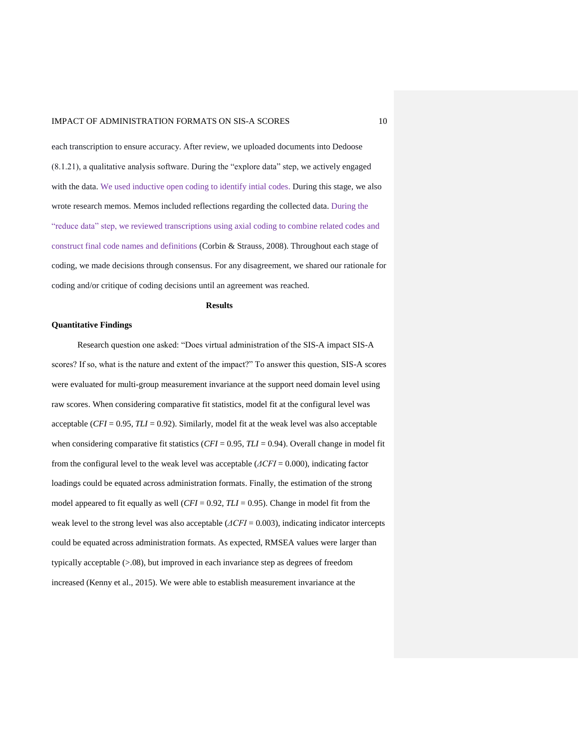each transcription to ensure accuracy. After review, we uploaded documents into Dedoose (8.1.21), a qualitative analysis software. During the "explore data" step, we actively engaged with the data. We used inductive open coding to identify intial codes. During this stage, we also wrote research memos. Memos included reflections regarding the collected data. During the "reduce data" step, we reviewed transcriptions using axial coding to combine related codes and construct final code names and definitions (Corbin & Strauss, 2008). Throughout each stage of coding, we made decisions through consensus. For any disagreement, we shared our rationale for coding and/or critique of coding decisions until an agreement was reached.

# Results

## Quantitative Findings

Research question one asked: "Does virtual administration of the SIS-A impact SIS-A scores? If so, what is the nature and extent of the impact?" To answer this question, SIS-A scores were evaluated for multi-group measurement invariance at the support need domain level using raw scores. When considering comparative fit statistics, model fit at the configural level was acceptable (*CFI* = 0.95, *TLI* = 0.92). Similarly, model fit at the weak level was also acceptable when considering comparative fit statistics (*CFI* = 0.95, *TLI* = 0.94). Overall change in model fit from the configural level to the weak level was acceptable ($\Delta CFI$ = 0.000), indicating factor loadings could be equated across administration formats. Finally, the estimation of the strong model appeared to fit equally as well (*CFI* = 0.92, *TLI* = 0.95). Change in model fit from the weak level to the strong level was also acceptable ($\Delta CFI$ = 0.003), indicating indicator intercepts could be equated across administration formats. As expected, RMSEA values were larger than typically acceptable (>.08), but improved in each invariance step as degrees of freedom increased (Kenny et al., 2015). We were able to establish measurement invariance at the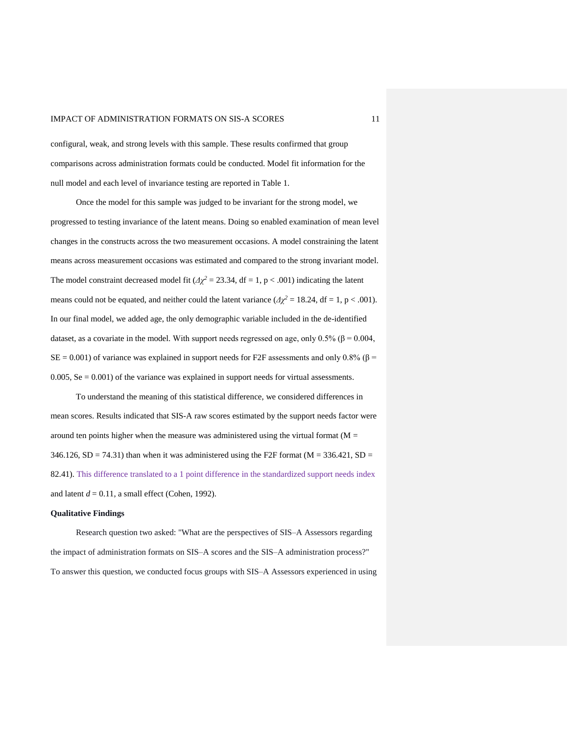configural, weak, and strong levels with this sample. These results confirmed that group comparisons across administration formats could be conducted. Model fit information for the null model and each level of invariance testing are reported in Table 1.

Once the model for this sample was judged to be invariant for the strong model, we progressed to testing invariance of the latent means. Doing so enabled examination of mean level changes in the constructs across the two measurement occasions. A model constraining the latent means across measurement occasions was estimated and compared to the strong invariant model. The model constraint decreased model fit ($\Delta\chi^2$ = 23.34, df = 1, p < .001) indicating the latent means could not be equated, and neither could the latent variance ($\Delta\chi^2$ = 18.24, df = 1, p < .001). In our final model, we added age, the only demographic variable included in the de-identified dataset, as a covariate in the model. With support needs regressed on age, only 0.5% (β = 0.004, SE = 0.001) of variance was explained in support needs for F2F assessments and only 0.8% (β = 0.005, Se = 0.001) of the variance was explained in support needs for virtual assessments.

To understand the meaning of this statistical difference, we considered differences in mean scores. Results indicated that SIS-A raw scores estimated by the support needs factor were around ten points higher when the measure was administered using the virtual format (M = 346.126, SD = 74.31) than when it was administered using the F2F format (M = 336.421, SD = 82.41). This difference translated to a 1 point difference in the standardized support needs index and latent *d* = 0.11, a small effect (Cohen, 1992).

### Qualitative Findings

Research question two asked: "What are the perspectives of SIS–A Assessors regarding the impact of administration formats on SIS–A scores and the SIS–A administration process?" To answer this question, we conducted focus groups with SIS–A Assessors experienced in using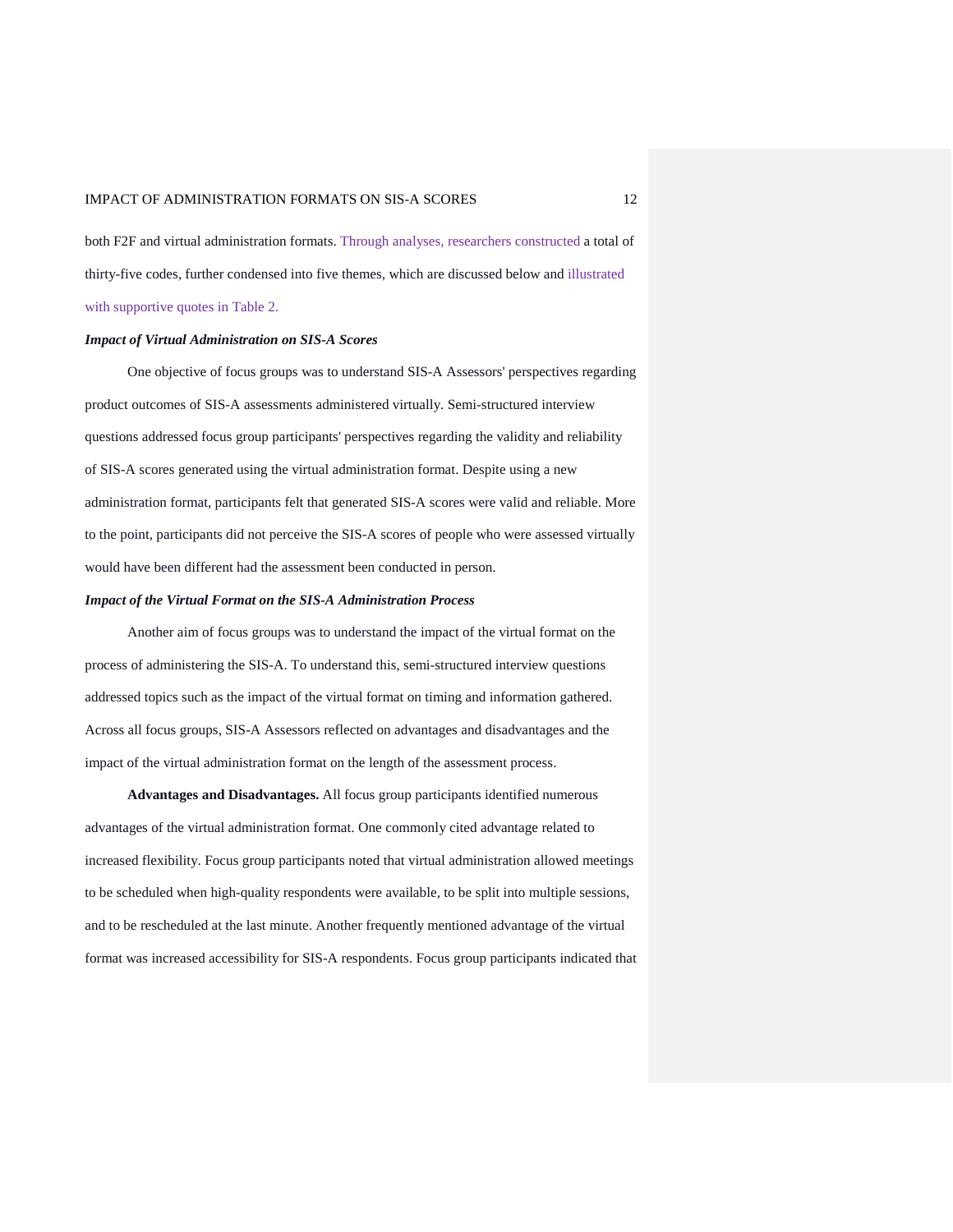both F2F and virtual administration formats. Through analyses, researchers constructed a total of thirty-five codes, further condensed into five themes, which are discussed below and illustrated with supportive quotes in Table 2.

### *Impact of Virtual Administration on SIS-A Scores*

One objective of focus groups was to understand SIS-A Assessors' perspectives regarding product outcomes of SIS-A assessments administered virtually. Semi-structured interview questions addressed focus group participants' perspectives regarding the validity and reliability of SIS-A scores generated using the virtual administration format. Despite using a new administration format, participants felt that generated SIS-A scores were valid and reliable. More to the point, participants did not perceive the SIS-A scores of people who were assessed virtually would have been different had the assessment been conducted in person.

### *Impact of the Virtual Format on the SIS-A Administration Process*

Another aim of focus groups was to understand the impact of the virtual format on the process of administering the SIS-A. To understand this, semi-structured interview questions addressed topics such as the impact of the virtual format on timing and information gathered. Across all focus groups, SIS-A Assessors reflected on advantages and disadvantages and the impact of the virtual administration format on the length of the assessment process.

**Advantages and Disadvantages.** All focus group participants identified numerous advantages of the virtual administration format. One commonly cited advantage related to increased flexibility. Focus group participants noted that virtual administration allowed meetings to be scheduled when high-quality respondents were available, to be split into multiple sessions, and to be rescheduled at the last minute. Another frequently mentioned advantage of the virtual format was increased accessibility for SIS-A respondents. Focus group participants indicated that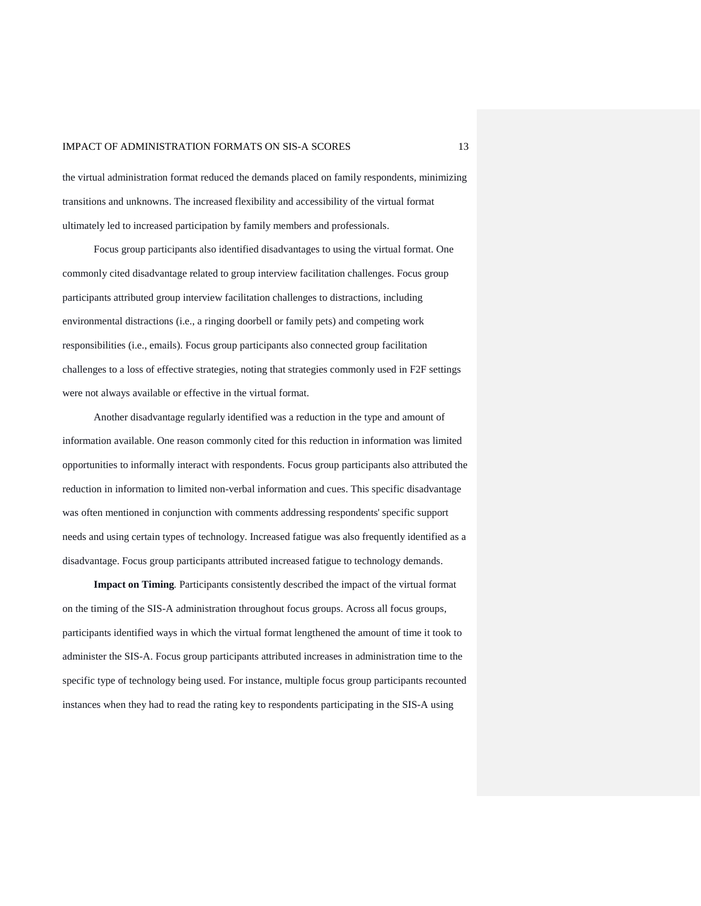the virtual administration format reduced the demands placed on family respondents, minimizing transitions and unknowns. The increased flexibility and accessibility of the virtual format ultimately led to increased participation by family members and professionals.

Focus group participants also identified disadvantages to using the virtual format. One commonly cited disadvantage related to group interview facilitation challenges. Focus group participants attributed group interview facilitation challenges to distractions, including environmental distractions (i.e., a ringing doorbell or family pets) and competing work responsibilities (i.e., emails). Focus group participants also connected group facilitation challenges to a loss of effective strategies, noting that strategies commonly used in F2F settings were not always available or effective in the virtual format.

Another disadvantage regularly identified was a reduction in the type and amount of information available. One reason commonly cited for this reduction in information was limited opportunities to informally interact with respondents. Focus group participants also attributed the reduction in information to limited non-verbal information and cues. This specific disadvantage was often mentioned in conjunction with comments addressing respondents' specific support needs and using certain types of technology. Increased fatigue was also frequently identified as a disadvantage. Focus group participants attributed increased fatigue to technology demands.

**Impact on Timing**. Participants consistently described the impact of the virtual format on the timing of the SIS-A administration throughout focus groups. Across all focus groups, participants identified ways in which the virtual format lengthened the amount of time it took to administer the SIS-A. Focus group participants attributed increases in administration time to the specific type of technology being used. For instance, multiple focus group participants recounted instances when they had to read the rating key to respondents participating in the SIS-A using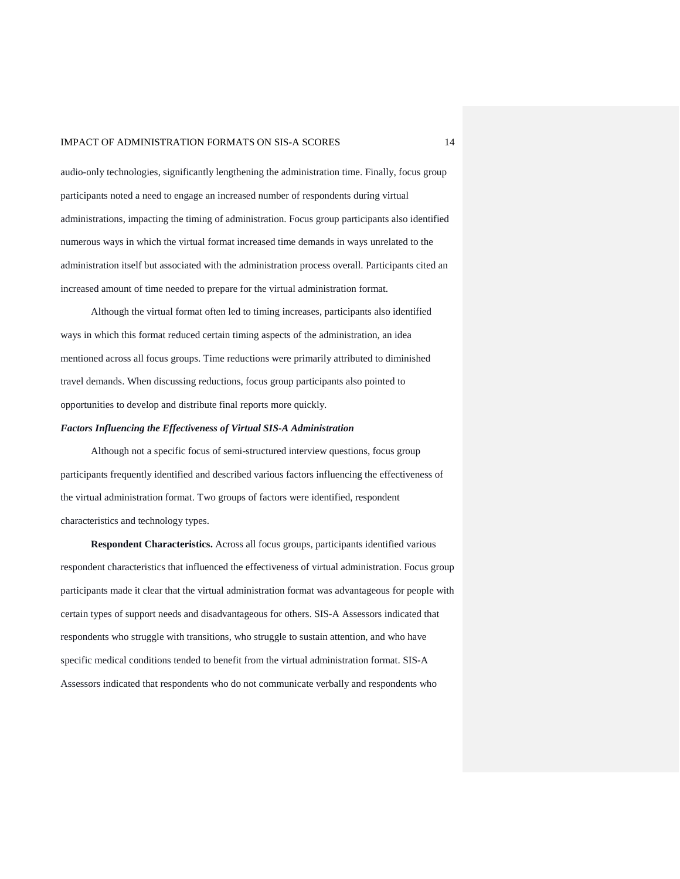audio-only technologies, significantly lengthening the administration time. Finally, focus group participants noted a need to engage an increased number of respondents during virtual administrations, impacting the timing of administration. Focus group participants also identified numerous ways in which the virtual format increased time demands in ways unrelated to the administration itself but associated with the administration process overall. Participants cited an increased amount of time needed to prepare for the virtual administration format.

Although the virtual format often led to timing increases, participants also identified ways in which this format reduced certain timing aspects of the administration, an idea mentioned across all focus groups. Time reductions were primarily attributed to diminished travel demands. When discussing reductions, focus group participants also pointed to opportunities to develop and distribute final reports more quickly.

### *Factors Influencing the Effectiveness of Virtual SIS-A Administration*

Although not a specific focus of semi-structured interview questions, focus group participants frequently identified and described various factors influencing the effectiveness of the virtual administration format. Two groups of factors were identified, respondent characteristics and technology types.

**Respondent Characteristics.** Across all focus groups, participants identified various respondent characteristics that influenced the effectiveness of virtual administration. Focus group participants made it clear that the virtual administration format was advantageous for people with certain types of support needs and disadvantageous for others. SIS-A Assessors indicated that respondents who struggle with transitions, who struggle to sustain attention, and who have specific medical conditions tended to benefit from the virtual administration format. SIS-A Assessors indicated that respondents who do not communicate verbally and respondents who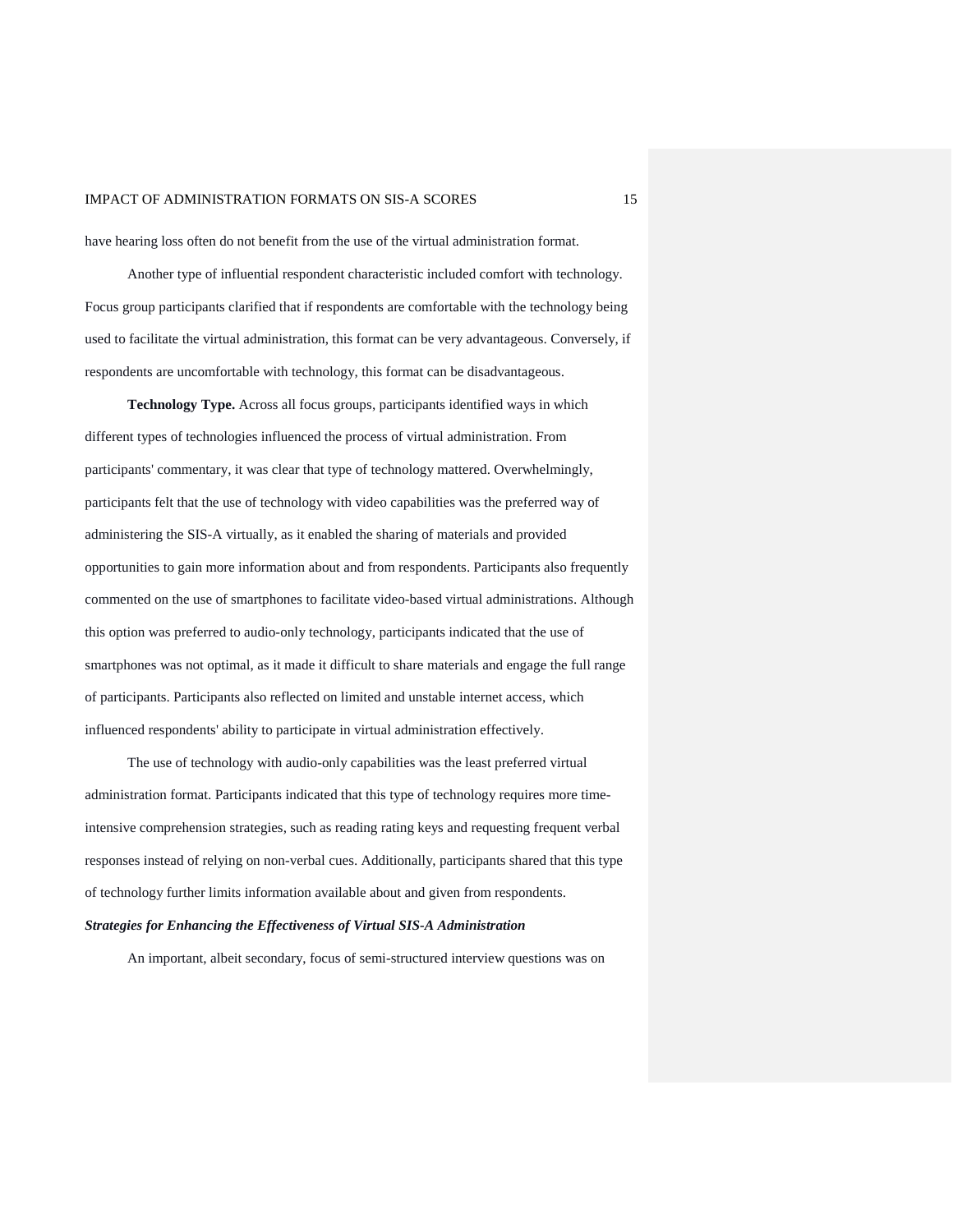have hearing loss often do not benefit from the use of the virtual administration format.

Another type of influential respondent characteristic included comfort with technology. Focus group participants clarified that if respondents are comfortable with the technology being used to facilitate the virtual administration, this format can be very advantageous. Conversely, if respondents are uncomfortable with technology, this format can be disadvantageous.

**Technology Type.** Across all focus groups, participants identified ways in which different types of technologies influenced the process of virtual administration. From participants' commentary, it was clear that type of technology mattered. Overwhelmingly, participants felt that the use of technology with video capabilities was the preferred way of administering the SIS-A virtually, as it enabled the sharing of materials and provided opportunities to gain more information about and from respondents. Participants also frequently commented on the use of smartphones to facilitate video-based virtual administrations. Although this option was preferred to audio-only technology, participants indicated that the use of smartphones was not optimal, as it made it difficult to share materials and engage the full range of participants. Participants also reflected on limited and unstable internet access, which influenced respondents' ability to participate in virtual administration effectively.

The use of technology with audio-only capabilities was the least preferred virtual administration format. Participants indicated that this type of technology requires more time-intensive comprehension strategies, such as reading rating keys and requesting frequent verbal responses instead of relying on non-verbal cues. Additionally, participants shared that this type of technology further limits information available about and given from respondents.

***Strategies for Enhancing the Effectiveness of Virtual SIS-A Administration***

An important, albeit secondary, focus of semi-structured interview questions was on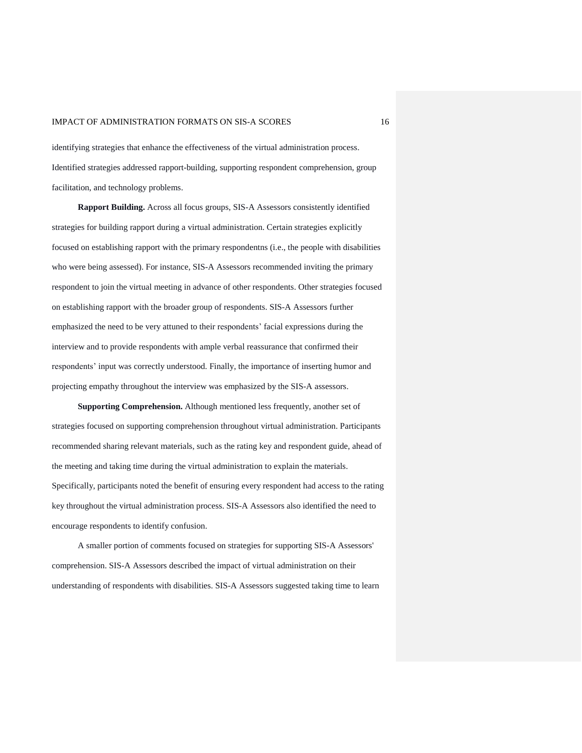identifying strategies that enhance the effectiveness of the virtual administration process. Identified strategies addressed rapport-building, supporting respondent comprehension, group facilitation, and technology problems.

**Rapport Building.** Across all focus groups, SIS-A Assessors consistently identified strategies for building rapport during a virtual administration. Certain strategies explicitly focused on establishing rapport with the primary respondentns (i.e., the people with disabilities who were being assessed). For instance, SIS-A Assessors recommended inviting the primary respondent to join the virtual meeting in advance of other respondents. Other strategies focused on establishing rapport with the broader group of respondents. SIS-A Assessors further emphasized the need to be very attuned to their respondents' facial expressions during the interview and to provide respondents with ample verbal reassurance that confirmed their respondents' input was correctly understood. Finally, the importance of inserting humor and projecting empathy throughout the interview was emphasized by the SIS-A assessors.

**Supporting Comprehension.** Although mentioned less frequently, another set of strategies focused on supporting comprehension throughout virtual administration. Participants recommended sharing relevant materials, such as the rating key and respondent guide, ahead of the meeting and taking time during the virtual administration to explain the materials. Specifically, participants noted the benefit of ensuring every respondent had access to the rating key throughout the virtual administration process. SIS-A Assessors also identified the need to encourage respondents to identify confusion.

A smaller portion of comments focused on strategies for supporting SIS-A Assessors' comprehension. SIS-A Assessors described the impact of virtual administration on their understanding of respondents with disabilities. SIS-A Assessors suggested taking time to learn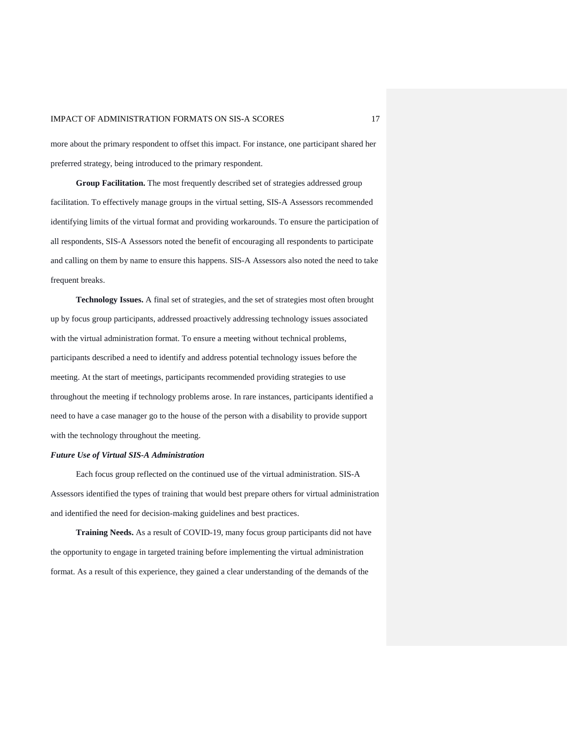more about the primary respondent to offset this impact. For instance, one participant shared her preferred strategy, being introduced to the primary respondent.

**Group Facilitation.** The most frequently described set of strategies addressed group facilitation. To effectively manage groups in the virtual setting, SIS-A Assessors recommended identifying limits of the virtual format and providing workarounds. To ensure the participation of all respondents, SIS-A Assessors noted the benefit of encouraging all respondents to participate and calling on them by name to ensure this happens. SIS-A Assessors also noted the need to take frequent breaks.

**Technology Issues.** A final set of strategies, and the set of strategies most often brought up by focus group participants, addressed proactively addressing technology issues associated with the virtual administration format. To ensure a meeting without technical problems, participants described a need to identify and address potential technology issues before the meeting. At the start of meetings, participants recommended providing strategies to use throughout the meeting if technology problems arose. In rare instances, participants identified a need to have a case manager go to the house of the person with a disability to provide support with the technology throughout the meeting.

### *Future Use of Virtual SIS-A Administration*

Each focus group reflected on the continued use of the virtual administration. SIS-A Assessors identified the types of training that would best prepare others for virtual administration and identified the need for decision-making guidelines and best practices.

**Training Needs.** As a result of COVID-19, many focus group participants did not have the opportunity to engage in targeted training before implementing the virtual administration format. As a result of this experience, they gained a clear understanding of the demands of the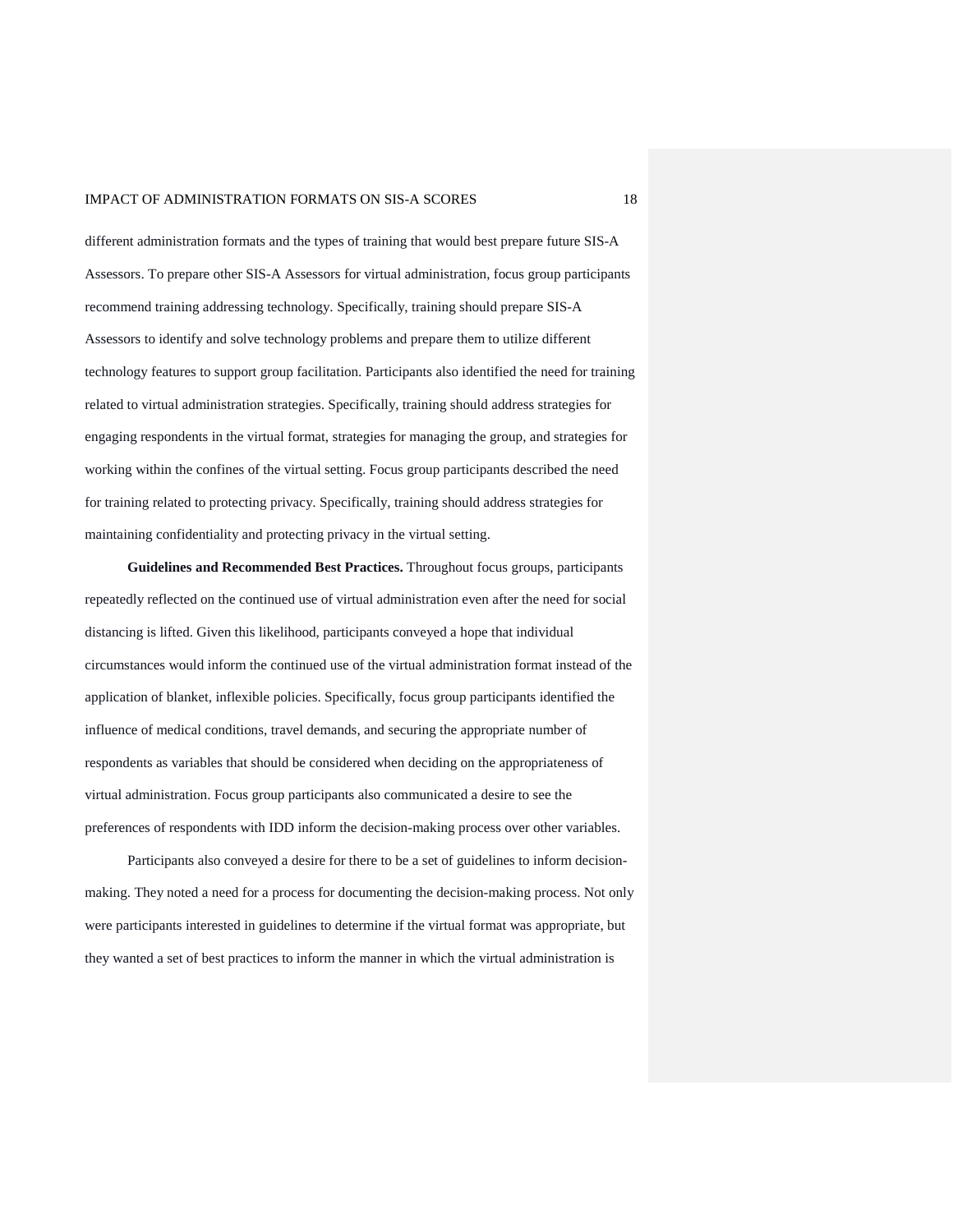different administration formats and the types of training that would best prepare future SIS-A Assessors. To prepare other SIS-A Assessors for virtual administration, focus group participants recommend training addressing technology. Specifically, training should prepare SIS-A Assessors to identify and solve technology problems and prepare them to utilize different technology features to support group facilitation. Participants also identified the need for training related to virtual administration strategies. Specifically, training should address strategies for engaging respondents in the virtual format, strategies for managing the group, and strategies for working within the confines of the virtual setting. Focus group participants described the need for training related to protecting privacy. Specifically, training should address strategies for maintaining confidentiality and protecting privacy in the virtual setting.

**Guidelines and Recommended Best Practices.** Throughout focus groups, participants repeatedly reflected on the continued use of virtual administration even after the need for social distancing is lifted. Given this likelihood, participants conveyed a hope that individual circumstances would inform the continued use of the virtual administration format instead of the application of blanket, inflexible policies. Specifically, focus group participants identified the influence of medical conditions, travel demands, and securing the appropriate number of respondents as variables that should be considered when deciding on the appropriateness of virtual administration. Focus group participants also communicated a desire to see the preferences of respondents with IDD inform the decision-making process over other variables.

Participants also conveyed a desire for there to be a set of guidelines to inform decision-making. They noted a need for a process for documenting the decision-making process. Not only were participants interested in guidelines to determine if the virtual format was appropriate, but they wanted a set of best practices to inform the manner in which the virtual administration is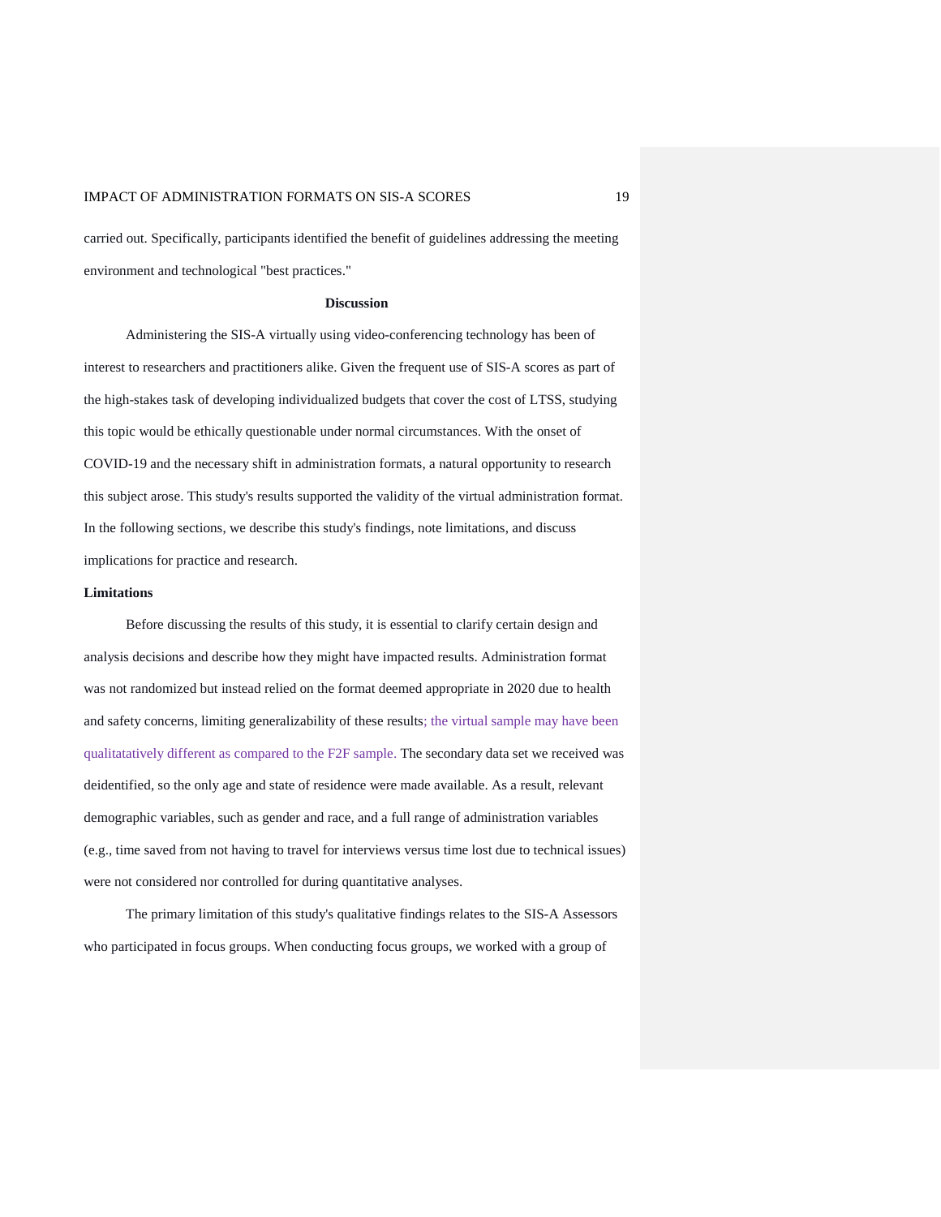carried out. Specifically, participants identified the benefit of guidelines addressing the meeting environment and technological "best practices."

## Discussion

Administering the SIS-A virtually using video-conferencing technology has been of interest to researchers and practitioners alike. Given the frequent use of SIS-A scores as part of the high-stakes task of developing individualized budgets that cover the cost of LTSS, studying this topic would be ethically questionable under normal circumstances. With the onset of COVID-19 and the necessary shift in administration formats, a natural opportunity to research this subject arose. This study's results supported the validity of the virtual administration format. In the following sections, we describe this study's findings, note limitations, and discuss implications for practice and research.

### Limitations

Before discussing the results of this study, it is essential to clarify certain design and analysis decisions and describe how they might have impacted results. Administration format was not randomized but instead relied on the format deemed appropriate in 2020 due to health and safety concerns, limiting generalizability of these results; the virtual sample may have been qualitatatively different as compared to the F2F sample. The secondary data set we received was deidentified, so the only age and state of residence were made available. As a result, relevant demographic variables, such as gender and race, and a full range of administration variables (e.g., time saved from not having to travel for interviews versus time lost due to technical issues) were not considered nor controlled for during quantitative analyses.

The primary limitation of this study's qualitative findings relates to the SIS-A Assessors who participated in focus groups. When conducting focus groups, we worked with a group of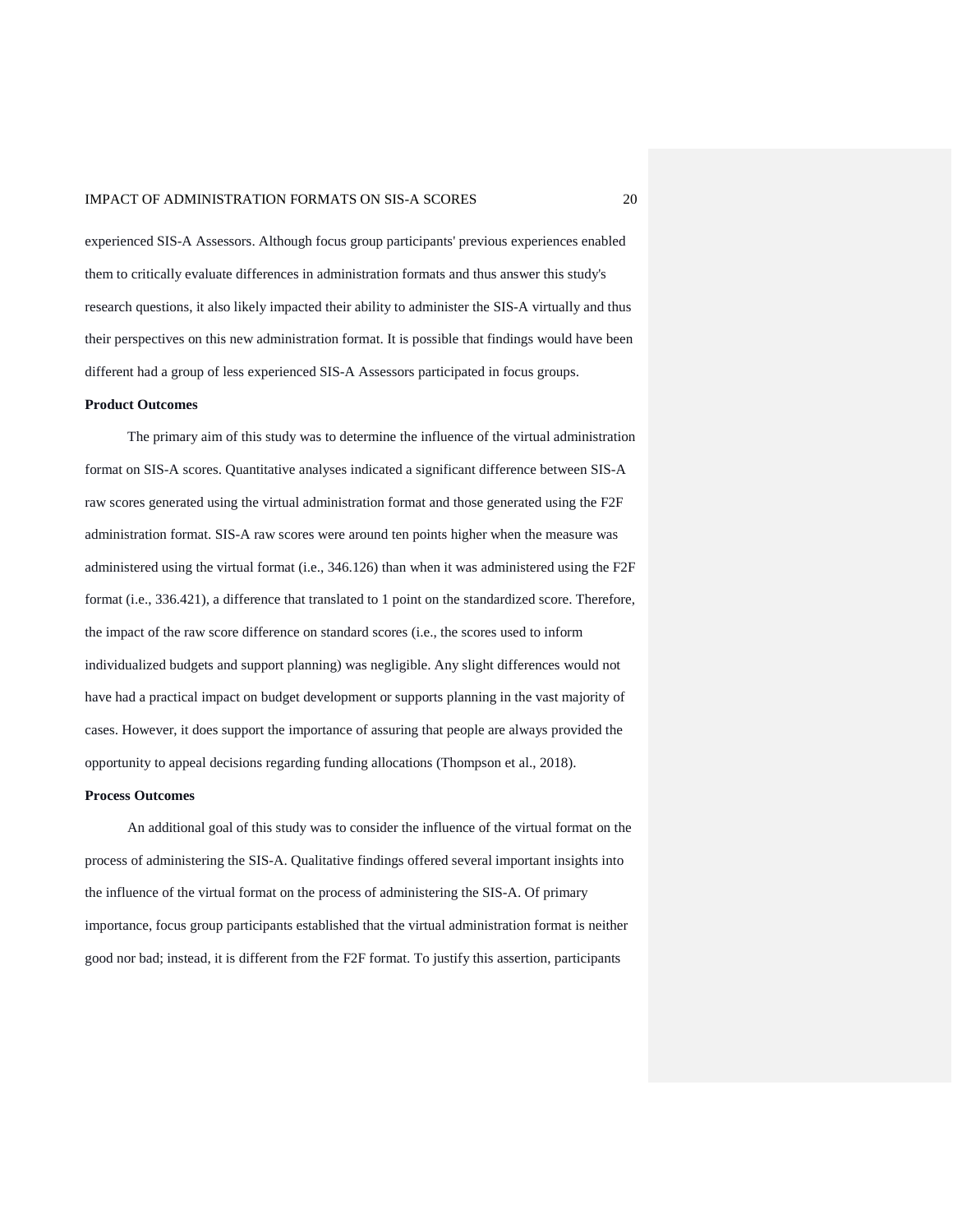experienced SIS-A Assessors. Although focus group participants' previous experiences enabled them to critically evaluate differences in administration formats and thus answer this study's research questions, it also likely impacted their ability to administer the SIS-A virtually and thus their perspectives on this new administration format. It is possible that findings would have been different had a group of less experienced SIS-A Assessors participated in focus groups.

**Product Outcomes**

The primary aim of this study was to determine the influence of the virtual administration format on SIS-A scores. Quantitative analyses indicated a significant difference between SIS-A raw scores generated using the virtual administration format and those generated using the F2F administration format. SIS-A raw scores were around ten points higher when the measure was administered using the virtual format (i.e., 346.126) than when it was administered using the F2F format (i.e., 336.421), a difference that translated to 1 point on the standardized score. Therefore, the impact of the raw score difference on standard scores (i.e., the scores used to inform individualized budgets and support planning) was negligible. Any slight differences would not have had a practical impact on budget development or supports planning in the vast majority of cases. However, it does support the importance of assuring that people are always provided the opportunity to appeal decisions regarding funding allocations (Thompson et al., 2018).

**Process Outcomes**

An additional goal of this study was to consider the influence of the virtual format on the process of administering the SIS-A. Qualitative findings offered several important insights into the influence of the virtual format on the process of administering the SIS-A. Of primary importance, focus group participants established that the virtual administration format is neither good nor bad; instead, it is different from the F2F format. To justify this assertion, participants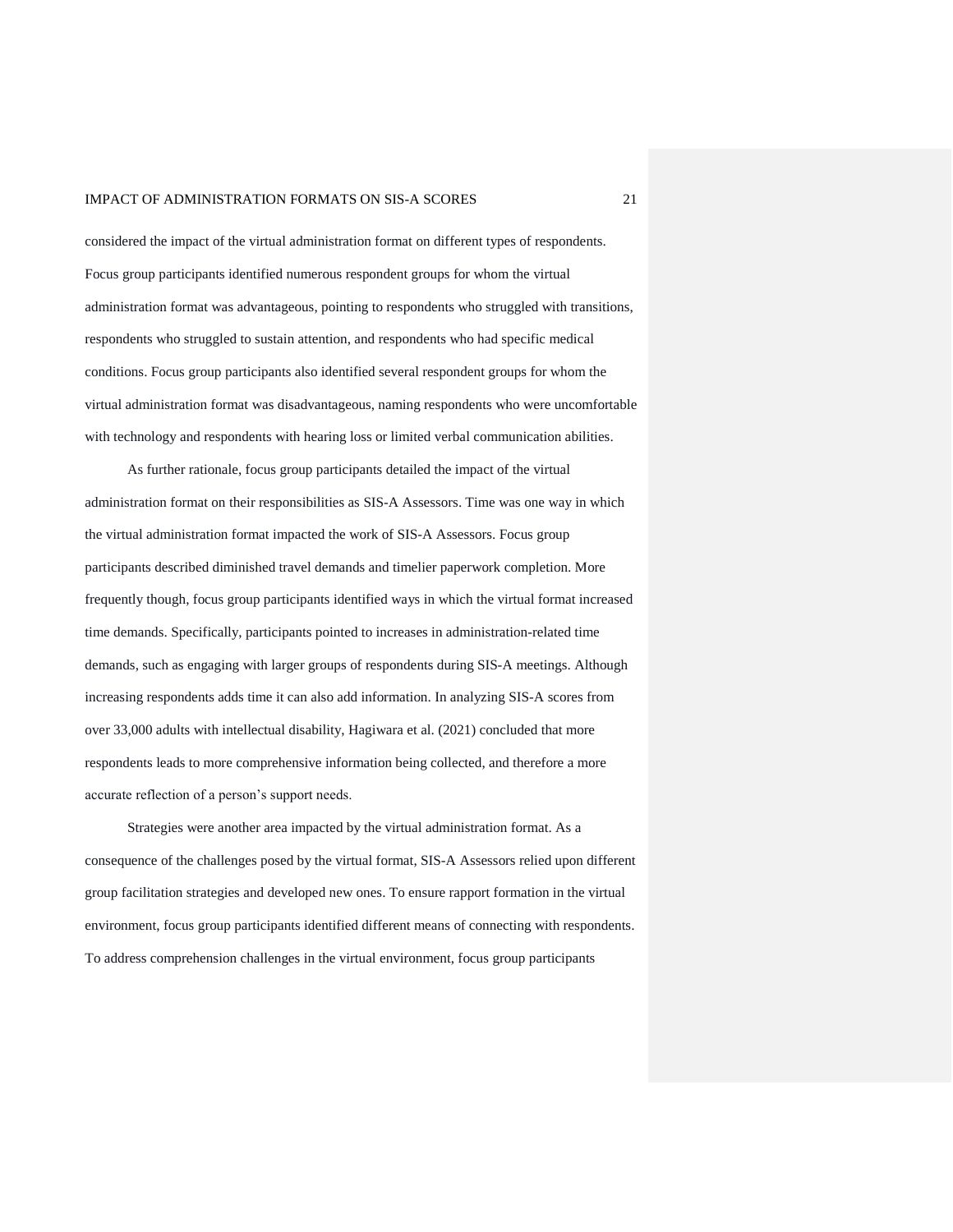considered the impact of the virtual administration format on different types of respondents. Focus group participants identified numerous respondent groups for whom the virtual administration format was advantageous, pointing to respondents who struggled with transitions, respondents who struggled to sustain attention, and respondents who had specific medical conditions. Focus group participants also identified several respondent groups for whom the virtual administration format was disadvantageous, naming respondents who were uncomfortable with technology and respondents with hearing loss or limited verbal communication abilities.

As further rationale, focus group participants detailed the impact of the virtual administration format on their responsibilities as SIS-A Assessors. Time was one way in which the virtual administration format impacted the work of SIS-A Assessors. Focus group participants described diminished travel demands and timelier paperwork completion. More frequently though, focus group participants identified ways in which the virtual format increased time demands. Specifically, participants pointed to increases in administration-related time demands, such as engaging with larger groups of respondents during SIS-A meetings. Although increasing respondents adds time it can also add information. In analyzing SIS-A scores from over 33,000 adults with intellectual disability, Hagiwara et al. (2021) concluded that more respondents leads to more comprehensive information being collected, and therefore a more accurate reflection of a person's support needs.

Strategies were another area impacted by the virtual administration format. As a consequence of the challenges posed by the virtual format, SIS-A Assessors relied upon different group facilitation strategies and developed new ones. To ensure rapport formation in the virtual environment, focus group participants identified different means of connecting with respondents. To address comprehension challenges in the virtual environment, focus group participants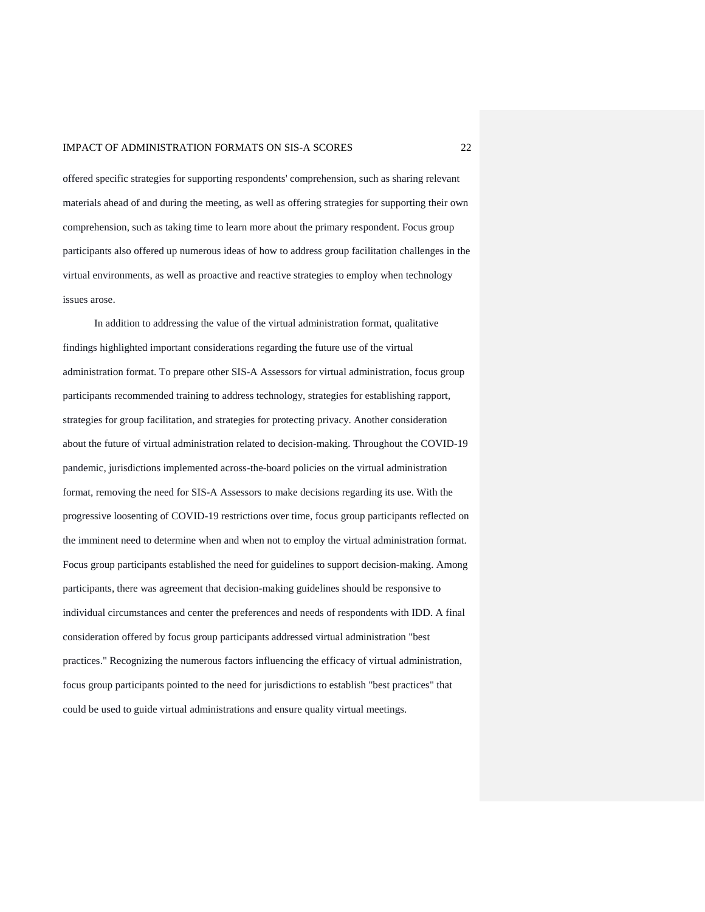offered specific strategies for supporting respondents' comprehension, such as sharing relevant materials ahead of and during the meeting, as well as offering strategies for supporting their own comprehension, such as taking time to learn more about the primary respondent. Focus group participants also offered up numerous ideas of how to address group facilitation challenges in the virtual environments, as well as proactive and reactive strategies to employ when technology issues arose.

In addition to addressing the value of the virtual administration format, qualitative findings highlighted important considerations regarding the future use of the virtual administration format. To prepare other SIS-A Assessors for virtual administration, focus group participants recommended training to address technology, strategies for establishing rapport, strategies for group facilitation, and strategies for protecting privacy. Another consideration about the future of virtual administration related to decision-making. Throughout the COVID-19 pandemic, jurisdictions implemented across-the-board policies on the virtual administration format, removing the need for SIS-A Assessors to make decisions regarding its use. With the progressive loosenting of COVID-19 restrictions over time, focus group participants reflected on the imminent need to determine when and when not to employ the virtual administration format. Focus group participants established the need for guidelines to support decision-making. Among participants, there was agreement that decision-making guidelines should be responsive to individual circumstances and center the preferences and needs of respondents with IDD. A final consideration offered by focus group participants addressed virtual administration "best practices." Recognizing the numerous factors influencing the efficacy of virtual administration, focus group participants pointed to the need for jurisdictions to establish "best practices" that could be used to guide virtual administrations and ensure quality virtual meetings.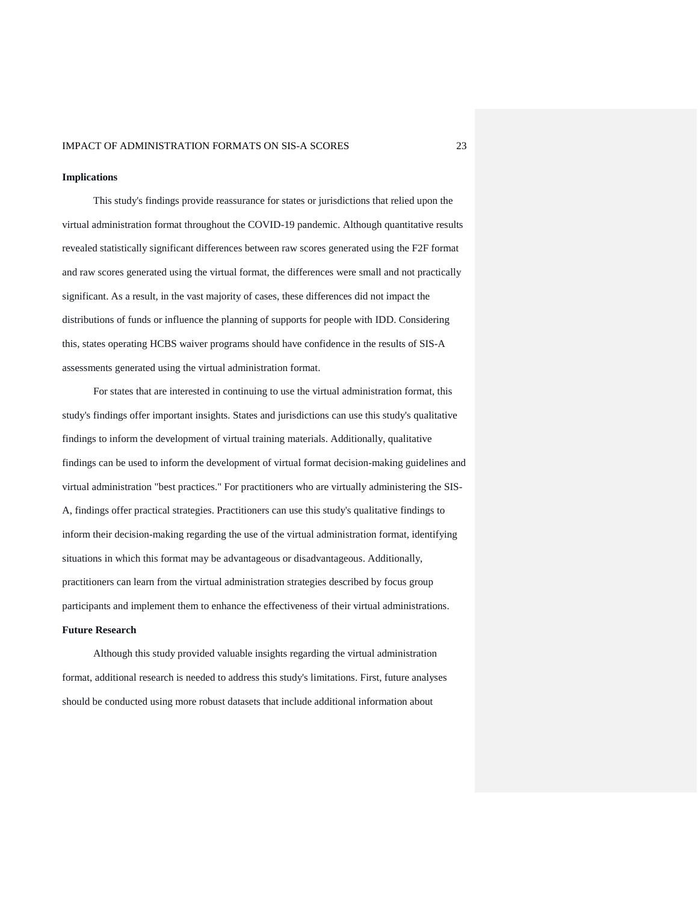## Implications

This study's findings provide reassurance for states or jurisdictions that relied upon the virtual administration format throughout the COVID-19 pandemic. Although quantitative results revealed statistically significant differences between raw scores generated using the F2F format and raw scores generated using the virtual format, the differences were small and not practically significant. As a result, in the vast majority of cases, these differences did not impact the distributions of funds or influence the planning of supports for people with IDD. Considering this, states operating HCBS waiver programs should have confidence in the results of SIS-A assessments generated using the virtual administration format.

For states that are interested in continuing to use the virtual administration format, this study's findings offer important insights. States and jurisdictions can use this study's qualitative findings to inform the development of virtual training materials. Additionally, qualitative findings can be used to inform the development of virtual format decision-making guidelines and virtual administration "best practices." For practitioners who are virtually administering the SIS-A, findings offer practical strategies. Practitioners can use this study's qualitative findings to inform their decision-making regarding the use of the virtual administration format, identifying situations in which this format may be advantageous or disadvantageous. Additionally, practitioners can learn from the virtual administration strategies described by focus group participants and implement them to enhance the effectiveness of their virtual administrations.

## Future Research

Although this study provided valuable insights regarding the virtual administration format, additional research is needed to address this study's limitations. First, future analyses should be conducted using more robust datasets that include additional information about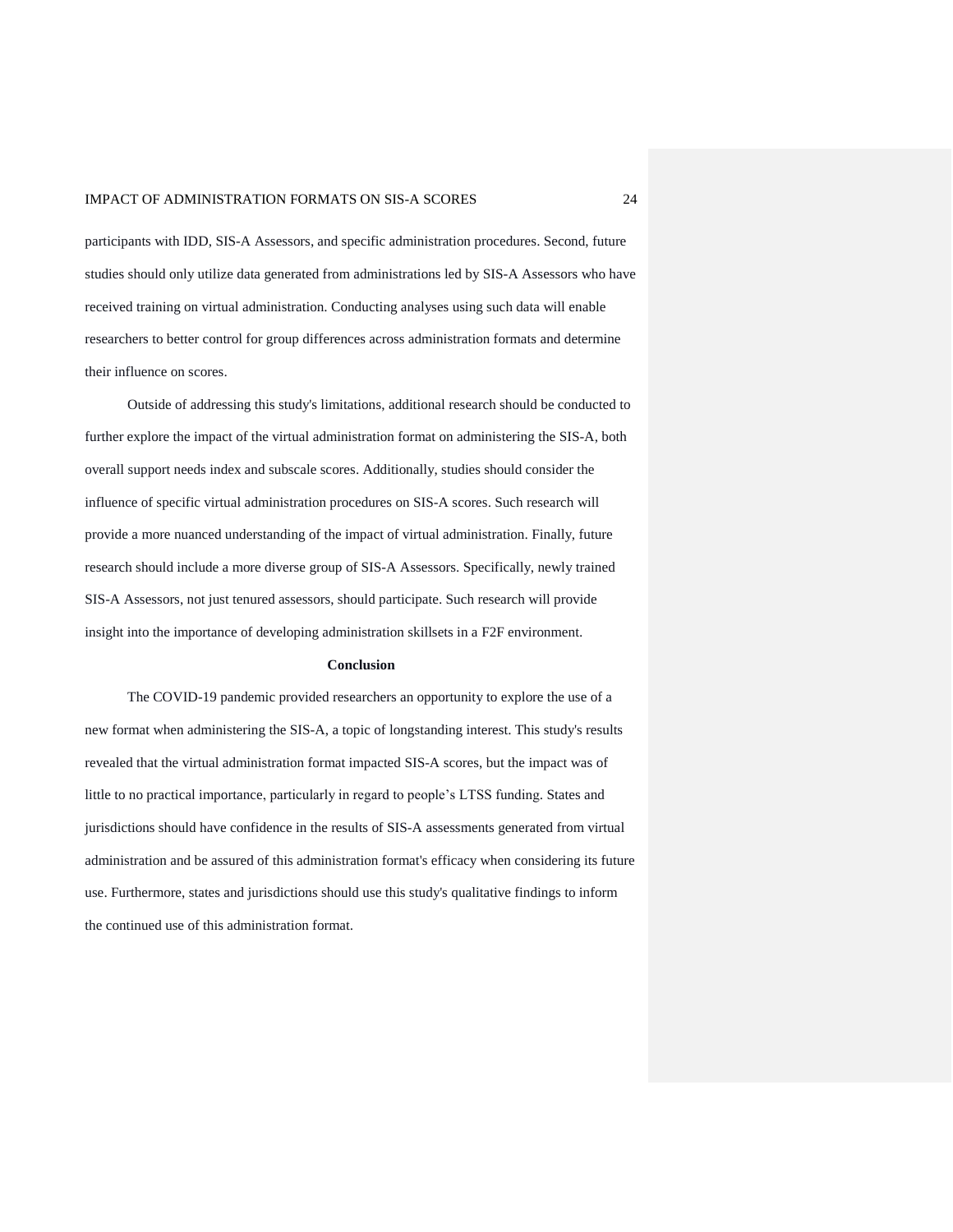participants with IDD, SIS-A Assessors, and specific administration procedures. Second, future studies should only utilize data generated from administrations led by SIS-A Assessors who have received training on virtual administration. Conducting analyses using such data will enable researchers to better control for group differences across administration formats and determine their influence on scores.

Outside of addressing this study's limitations, additional research should be conducted to further explore the impact of the virtual administration format on administering the SIS-A, both overall support needs index and subscale scores. Additionally, studies should consider the influence of specific virtual administration procedures on SIS-A scores. Such research will provide a more nuanced understanding of the impact of virtual administration. Finally, future research should include a more diverse group of SIS-A Assessors. Specifically, newly trained SIS-A Assessors, not just tenured assessors, should participate. Such research will provide insight into the importance of developing administration skillsets in a F2F environment.

## Conclusion

The COVID-19 pandemic provided researchers an opportunity to explore the use of a new format when administering the SIS-A, a topic of longstanding interest. This study's results revealed that the virtual administration format impacted SIS-A scores, but the impact was of little to no practical importance, particularly in regard to people's LTSS funding. States and jurisdictions should have confidence in the results of SIS-A assessments generated from virtual administration and be assured of this administration format's efficacy when considering its future use. Furthermore, states and jurisdictions should use this study's qualitative findings to inform the continued use of this administration format.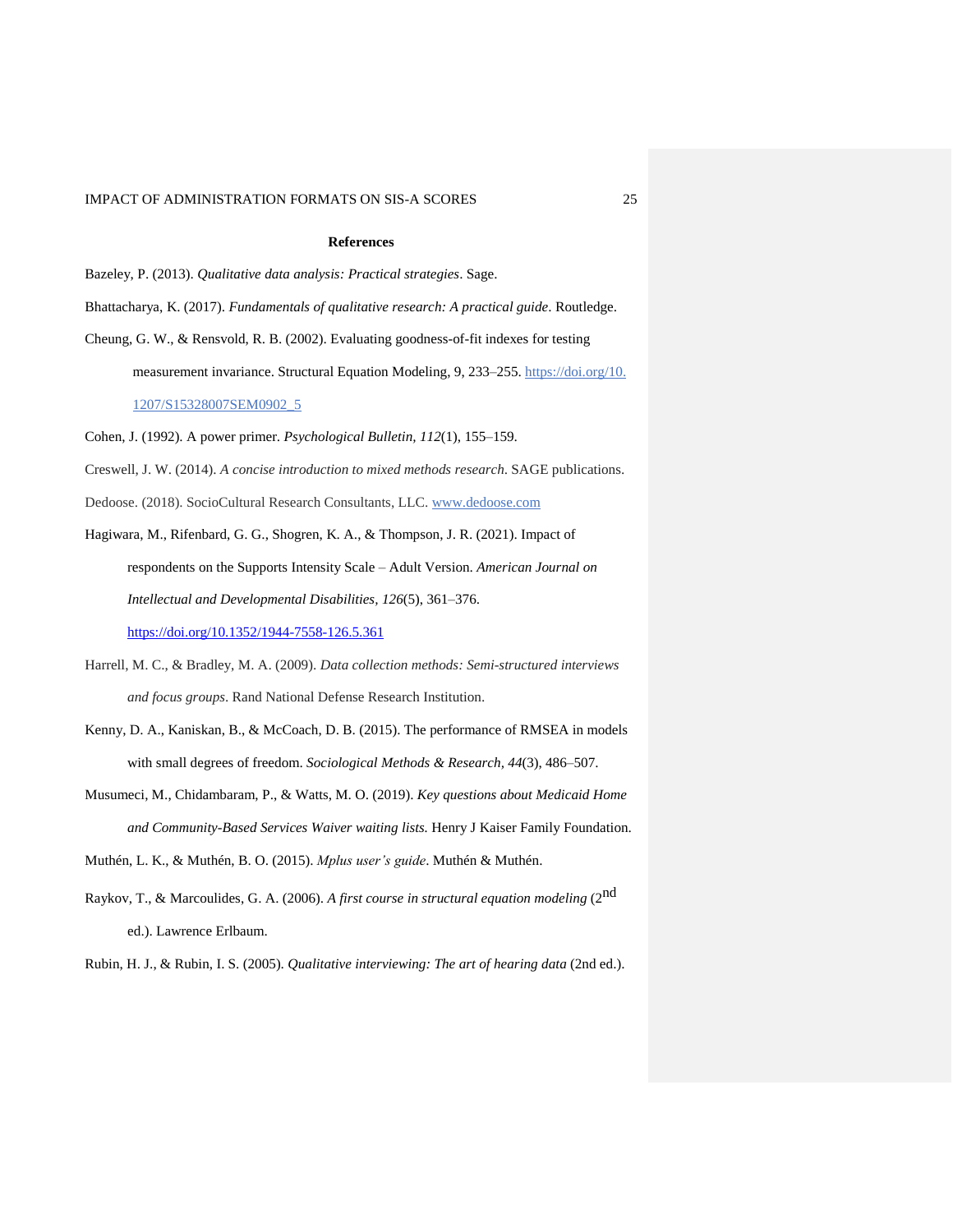## References

Bazeley, P. (2013). *Qualitative data analysis: Practical strategies*. Sage.

Bhattacharya, K. (2017). *Fundamentals of qualitative research: A practical guide*. Routledge.

Cheung, G. W., & Rensvold, R. B. (2002). Evaluating goodness-of-fit indexes for testing measurement invariance. Structural Equation Modeling, 9, 233–255. https://doi.org/10.1207/S15328007SEM0902_5

Cohen, J. (1992). A power primer. *Psychological Bulletin, 112*(1), 155–159.

Creswell, J. W. (2014). *A concise introduction to mixed methods research*. SAGE publications.

Dedoose. (2018). SocioCultural Research Consultants, LLC. www.dedoose.com

Hagiwara, M., Rifenbard, G. G., Shogren, K. A., & Thompson, J. R. (2021). Impact of respondents on the Supports Intensity Scale – Adult Version. *American Journal on Intellectual and Developmental Disabilities, 126*(5), 361–376. https://doi.org/10.1352/1944-7558-126.5.361

Harrell, M. C., & Bradley, M. A. (2009). *Data collection methods: Semi-structured interviews and focus groups*. Rand National Defense Research Institution.

Kenny, D. A., Kaniskan, B., & McCoach, D. B. (2015). The performance of RMSEA in models with small degrees of freedom. *Sociological Methods & Research, 44*(3), 486–507.

Musumeci, M., Chidambaram, P., & Watts, M. O. (2019). *Key questions about Medicaid Home and Community-Based Services Waiver waiting lists.* Henry J Kaiser Family Foundation.

Muthén, L. K., & Muthén, B. O. (2015). *Mplus user's guide*. Muthén & Muthén.

Raykov, T., & Marcoulides, G. A. (2006). *A first course in structural equation modeling* (2nd ed.). Lawrence Erlbaum.

Rubin, H. J., & Rubin, I. S. (2005). *Qualitative interviewing: The art of hearing data* (2nd ed.).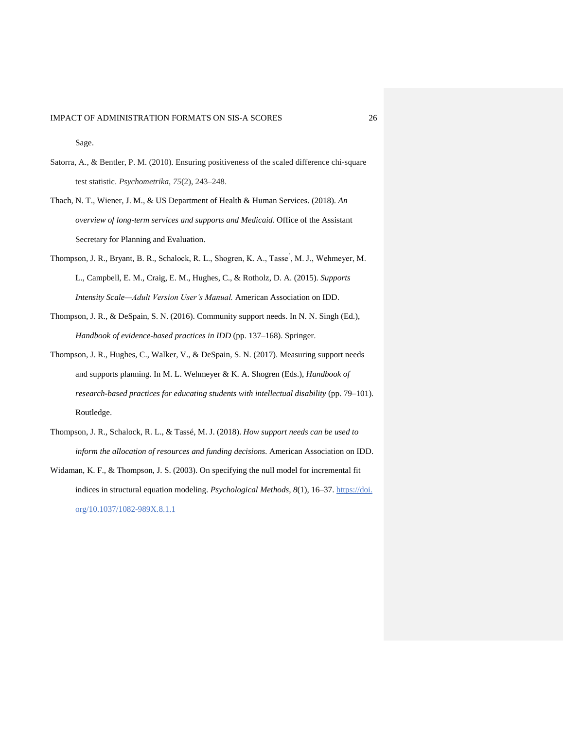Sage.

Satorra, A., & Bentler, P. M. (2010). Ensuring positiveness of the scaled difference chi-square test statistic. *Psychometrika*, *75*(2), 243–248.

Thach, N. T., Wiener, J. M., & US Department of Health & Human Services. (2018). *An overview of long-term services and supports and Medicaid*. Office of the Assistant Secretary for Planning and Evaluation.

Thompson, J. R., Bryant, B. R., Schalock, R. L., Shogren, K. A., Tasse ́, M. J., Wehmeyer, M. L., Campbell, E. M., Craig, E. M., Hughes, C., & Rotholz, D. A. (2015). *Supports Intensity Scale—Adult Version User's Manual.* American Association on IDD.

Thompson, J. R., & DeSpain, S. N. (2016). Community support needs. In N. N. Singh (Ed.), *Handbook of evidence-based practices in IDD* (pp. 137–168). Springer.

Thompson, J. R., Hughes, C., Walker, V., & DeSpain, S. N. (2017). Measuring support needs and supports planning. In M. L. Wehmeyer & K. A. Shogren (Eds.), *Handbook of research-based practices for educating students with intellectual disability* (pp. 79–101). Routledge.

Thompson, J. R., Schalock, R. L., & Tassé, M. J. (2018). *How support needs can be used to inform the allocation of resources and funding decisions.* American Association on IDD.

Widaman, K. F., & Thompson, J. S. (2003). On specifying the null model for incremental fit indices in structural equation modeling. *Psychological Methods*, *8*(1), 16–37. https://doi.org/10.1037/1082-989X.8.1.1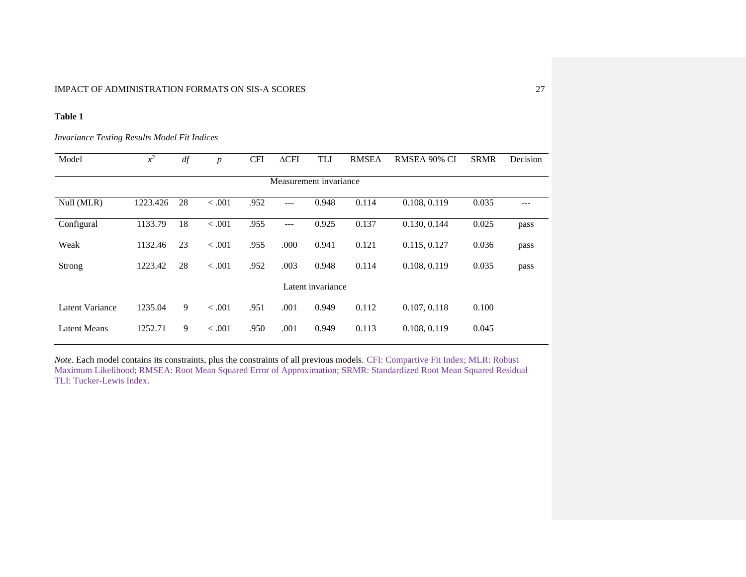**Table 1**

*Invariance Testing Results Model Fit Indices*

| Model | $x^2$ | *df* | *p* | CFI | ΔCFI | TLI | RMSEA | RMSEA 90% CI | SRMR | Decision |
|---|---|---|---|---|---|---|---|---|---|---|
| | | | | | Measurement invariance | | | | | |
| Null (MLR) | 1223.426 | 28 | < .001 | .952 | --- | 0.948 | 0.114 | 0.108, 0.119 | 0.035 | --- |
| Configural | 1133.79 | 18 | < .001 | .955 | --- | 0.925 | 0.137 | 0.130, 0.144 | 0.025 | pass |
| Weak | 1132.46 | 23 | < .001 | .955 | .000 | 0.941 | 0.121 | 0.115, 0.127 | 0.036 | pass |
| Strong | 1223.42 | 28 | < .001 | .952 | .003 | 0.948 | 0.114 | 0.108, 0.119 | 0.035 | pass |
| | | | | | Latent invariance | | | | | |
| Latent Variance | 1235.04 | 9 | < .001 | .951 | .001 | 0.949 | 0.112 | 0.107, 0.118 | 0.100 | |
| Latent Means | 1252.71 | 9 | < .001 | .950 | .001 | 0.949 | 0.113 | 0.108, 0.119 | 0.045 | |

*Note.* Each model contains its constraints, plus the constraints of all previous models. CFI: Compartive Fit Index; MLR: Robust Maximum Likelihood; RMSEA: Root Mean Squared Error of Approximation; SRMR: Standardized Root Mean Squared Residual TLI: Tucker-Lewis Index.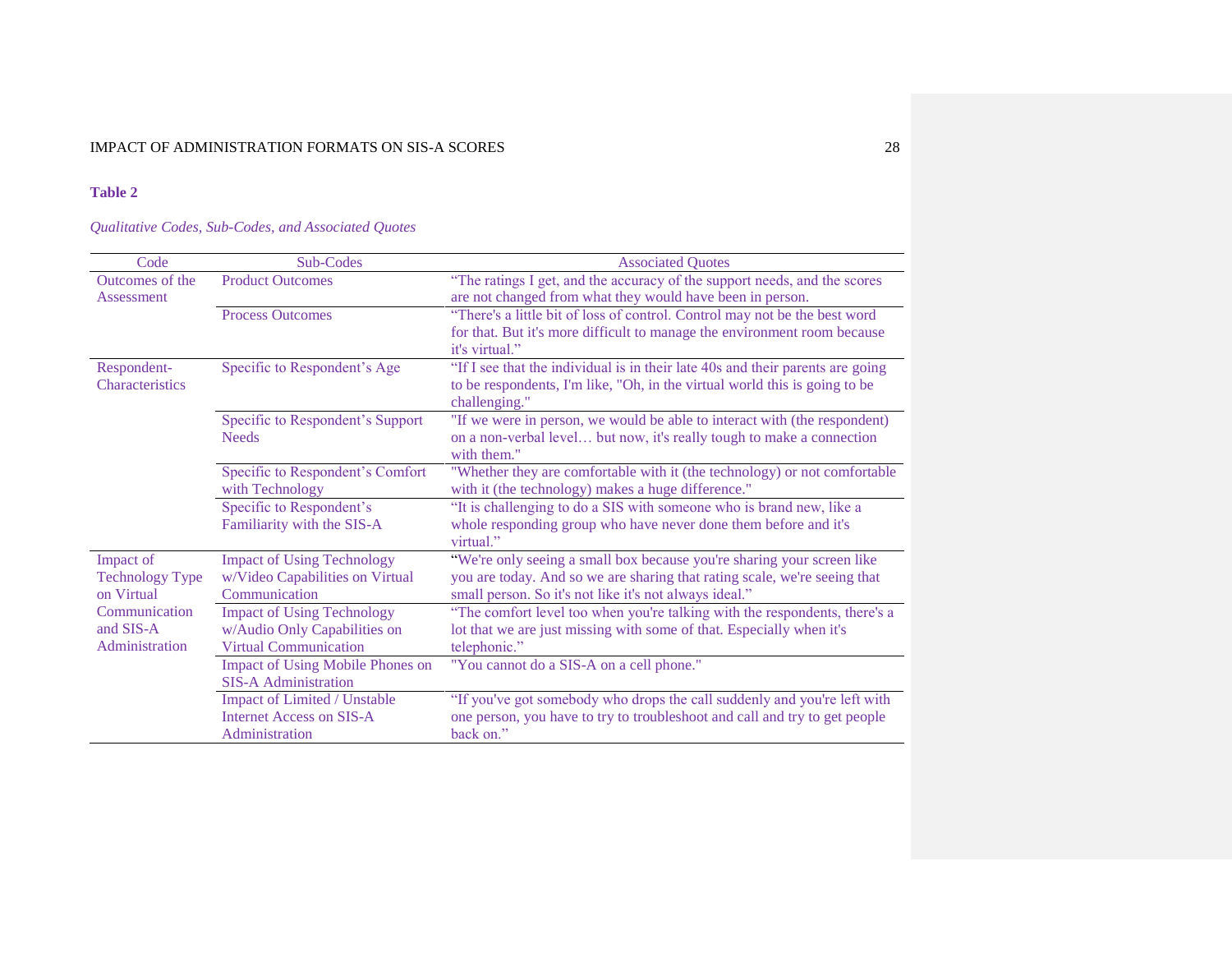**Table 2**

*Qualitative Codes, Sub-Codes, and Associated Quotes*

| Code | Sub-Codes | Associated Quotes |
|---|---|---|
| Outcomes of the Assessment | Product Outcomes | "The ratings I get, and the accuracy of the support needs, and the scores are not changed from what they would have been in person. |
| | Process Outcomes | "There's a little bit of loss of control. Control may not be the best word for that. But it's more difficult to manage the environment room because it's virtual." |
| Respondent-Characteristics | Specific to Respondent's Age | "If I see that the individual is in their late 40s and their parents are going to be respondents, I'm like, "Oh, in the virtual world this is going to be challenging." |
| | Specific to Respondent's Support Needs | "If we were in person, we would be able to interact with (the respondent) on a non-verbal level… but now, it's really tough to make a connection with them." |
| | Specific to Respondent's Comfort with Technology | "Whether they are comfortable with it (the technology) or not comfortable with it (the technology) makes a huge difference." |
| | Specific to Respondent's Familiarity with the SIS-A | "It is challenging to do a SIS with someone who is brand new, like a whole responding group who have never done them before and it's virtual." |
| Impact of Technology Type on Virtual Communication and SIS-A Administration | Impact of Using Technology w/Video Capabilities on Virtual Communication | "We're only seeing a small box because you're sharing your screen like you are today. And so we are sharing that rating scale, we're seeing that small person. So it's not like it's not always ideal." |
| | Impact of Using Technology w/Audio Only Capabilities on Virtual Communication | "The comfort level too when you're talking with the respondents, there's a lot that we are just missing with some of that. Especially when it's telephonic." |
| | Impact of Using Mobile Phones on SIS-A Administration | "You cannot do a SIS-A on a cell phone." |
| | Impact of Limited / Unstable Internet Access on SIS-A Administration | "If you've got somebody who drops the call suddenly and you're left with one person, you have to try to troubleshoot and call and try to get people back on." |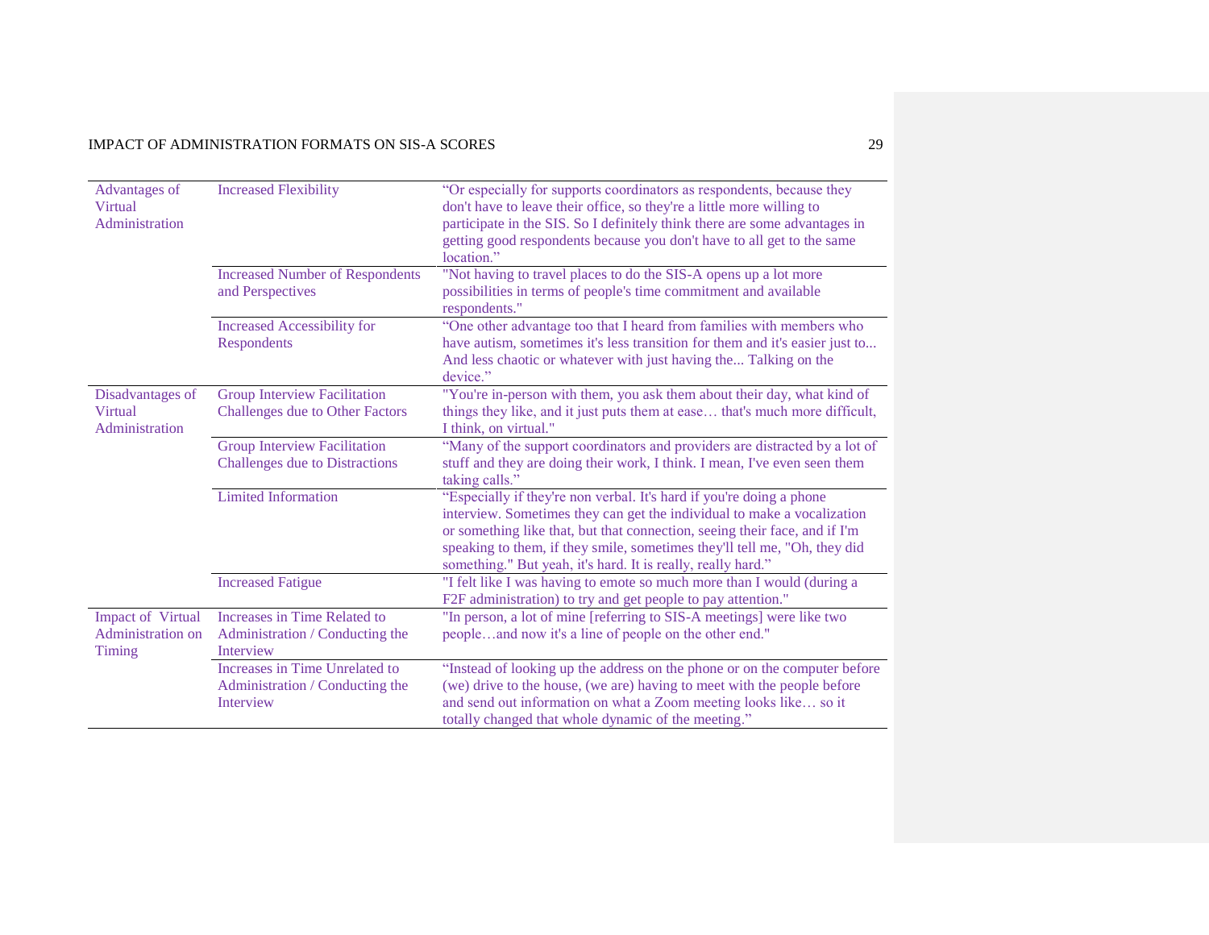| | | |
|---|---|---|
| Advantages of Virtual Administration | Increased Flexibility | "Or especially for supports coordinators as respondents, because they don't have to leave their office, so they're a little more willing to participate in the SIS. So I definitely think there are some advantages in getting good respondents because you don't have to all get to the same location." |
| | Increased Number of Respondents and Perspectives | "Not having to travel places to do the SIS-A opens up a lot more possibilities in terms of people's time commitment and available respondents." |
| | Increased Accessibility for Respondents | "One other advantage too that I heard from families with members who have autism, sometimes it's less transition for them and it's easier just to... And less chaotic or whatever with just having the... Talking on the device." |
| Disadvantages of Virtual Administration | Group Interview Facilitation Challenges due to Other Factors | "You're in-person with them, you ask them about their day, what kind of things they like, and it just puts them at ease… that's much more difficult, I think, on virtual." |
| | Group Interview Facilitation Challenges due to Distractions | "Many of the support coordinators and providers are distracted by a lot of stuff and they are doing their work, I think. I mean, I've even seen them taking calls." |
| | Limited Information | "Especially if they're non verbal. It's hard if you're doing a phone interview. Sometimes they can get the individual to make a vocalization or something like that, but that connection, seeing their face, and if I'm speaking to them, if they smile, sometimes they'll tell me, "Oh, they did something." But yeah, it's hard. It is really, really hard." |
| | Increased Fatigue | "I felt like I was having to emote so much more than I would (during a F2F administration) to try and get people to pay attention." |
| Impact of Virtual Administration on Timing | Increases in Time Related to Administration / Conducting the Interview | "In person, a lot of mine [referring to SIS-A meetings] were like two people…and now it's a line of people on the other end." |
| | Increases in Time Unrelated to Administration / Conducting the Interview | "Instead of looking up the address on the phone or on the computer before (we) drive to the house, (we are) having to meet with the people before and send out information on what a Zoom meeting looks like… so it totally changed that whole dynamic of the meeting." |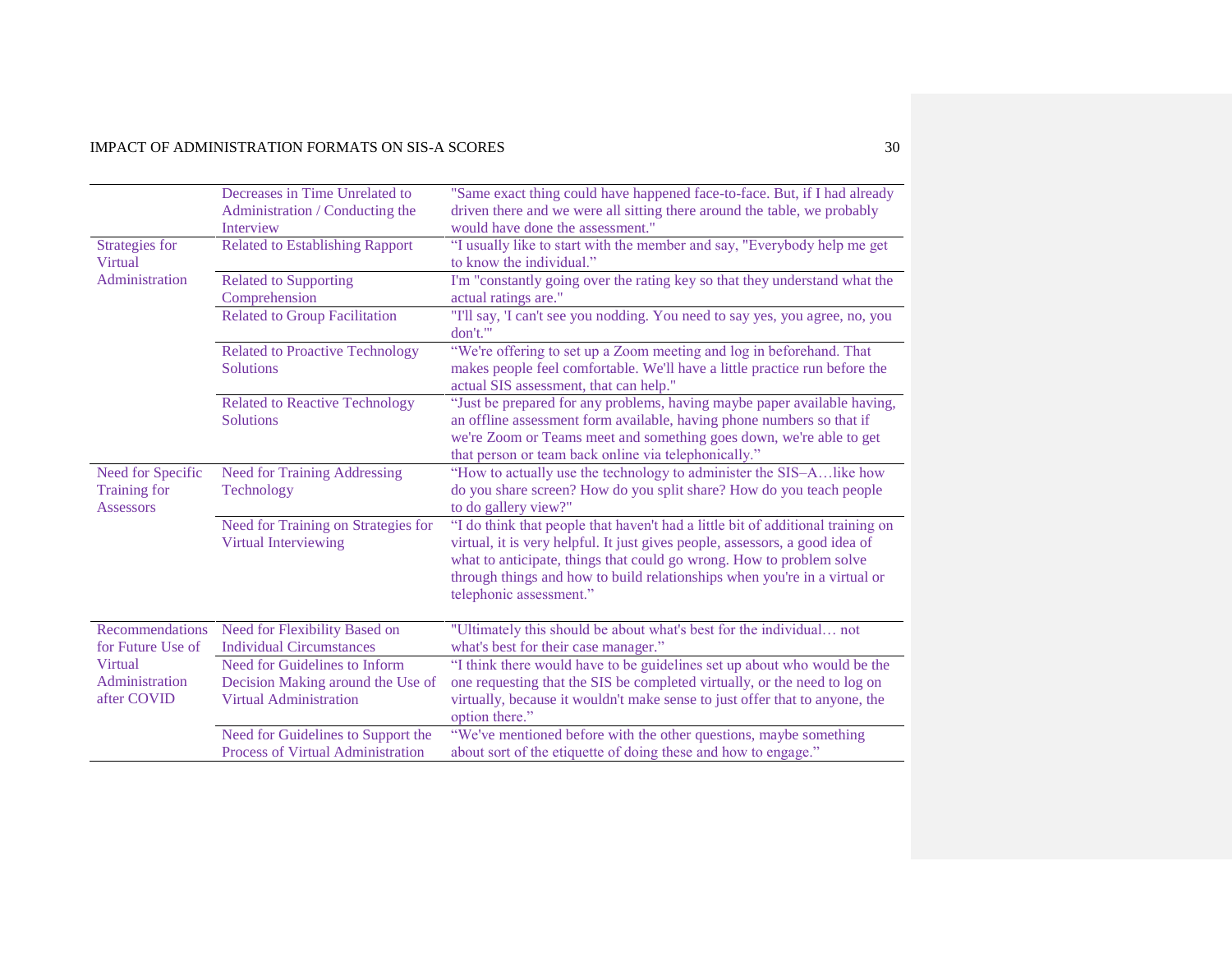| | | |
|---|---|---|
| | Decreases in Time Unrelated to Administration / Conducting the Interview | "Same exact thing could have happened face-to-face. But, if I had already driven there and we were all sitting there around the table, we probably would have done the assessment." |
| Strategies for Virtual Administration | Related to Establishing Rapport | "I usually like to start with the member and say, "Everybody help me get to know the individual." |
| | Related to Supporting Comprehension | I'm "constantly going over the rating key so that they understand what the actual ratings are." |
| | Related to Group Facilitation | "I'll say, 'I can't see you nodding. You need to say yes, you agree, no, you don't.'" |
| | Related to Proactive Technology Solutions | "We're offering to set up a Zoom meeting and log in beforehand. That makes people feel comfortable. We'll have a little practice run before the actual SIS assessment, that can help." |
| | Related to Reactive Technology Solutions | "Just be prepared for any problems, having maybe paper available having, an offline assessment form available, having phone numbers so that if we're Zoom or Teams meet and something goes down, we're able to get that person or team back online via telephonically." |
| Need for Specific Training for Assessors | Need for Training Addressing Technology | "How to actually use the technology to administer the SIS–A…like how do you share screen? How do you split share? How do you teach people to do gallery view?" |
| | Need for Training on Strategies for Virtual Interviewing | "I do think that people that haven't had a little bit of additional training on virtual, it is very helpful. It just gives people, assessors, a good idea of what to anticipate, things that could go wrong. How to problem solve through things and how to build relationships when you're in a virtual or telephonic assessment." |
| Recommendations for Future Use of Virtual Administration after COVID | Need for Flexibility Based on Individual Circumstances | "Ultimately this should be about what's best for the individual… not what's best for their case manager." |
| | Need for Guidelines to Inform Decision Making around the Use of Virtual Administration | "I think there would have to be guidelines set up about who would be the one requesting that the SIS be completed virtually, or the need to log on virtually, because it wouldn't make sense to just offer that to anyone, the option there." |
| | Need for Guidelines to Support the Process of Virtual Administration | "We've mentioned before with the other questions, maybe something about sort of the etiquette of doing these and how to engage." |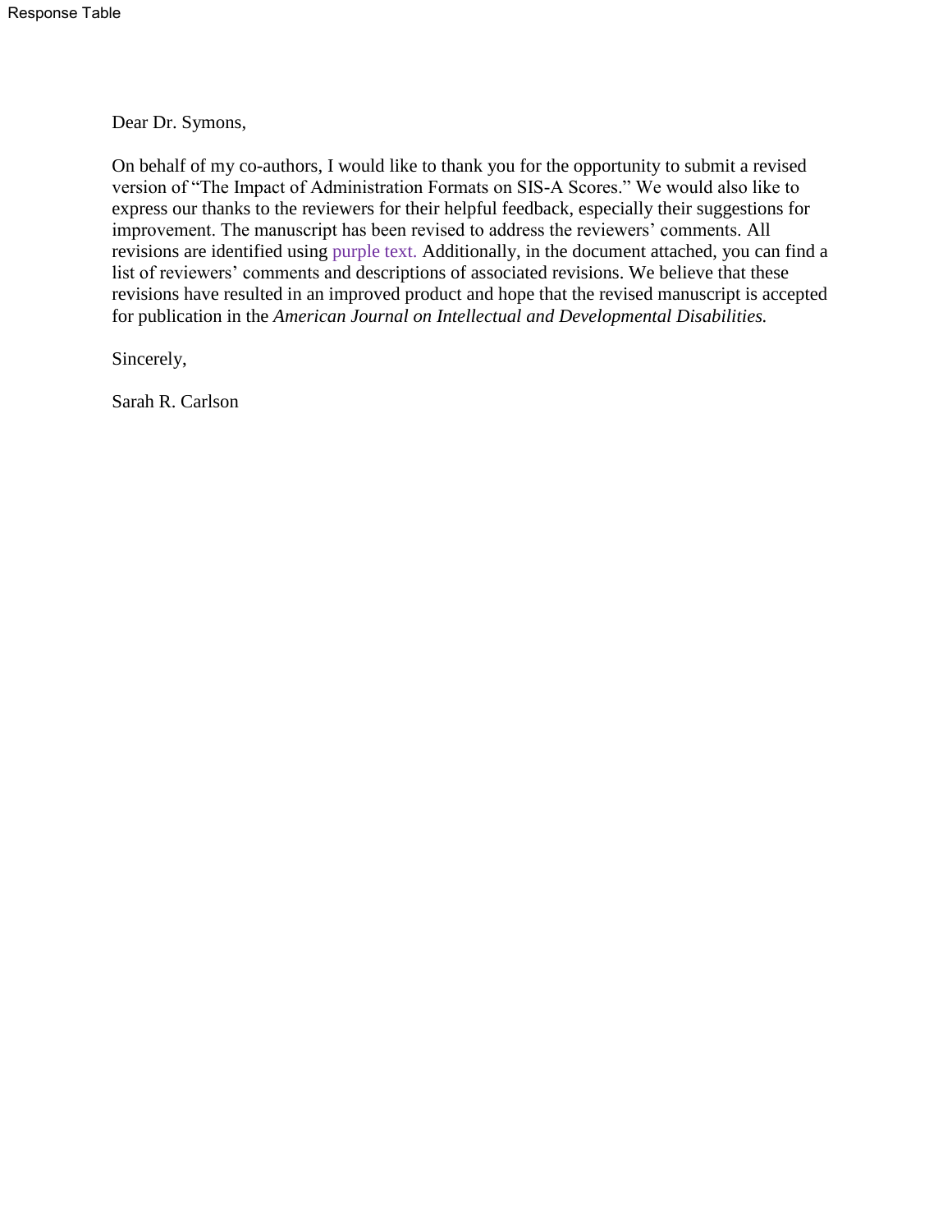Dear Dr. Symons,

On behalf of my co-authors, I would like to thank you for the opportunity to submit a revised version of "The Impact of Administration Formats on SIS-A Scores." We would also like to express our thanks to the reviewers for their helpful feedback, especially their suggestions for improvement. The manuscript has been revised to address the reviewers' comments. All revisions are identified using purple text. Additionally, in the document attached, you can find a list of reviewers' comments and descriptions of associated revisions. We believe that these revisions have resulted in an improved product and hope that the revised manuscript is accepted for publication in the *American Journal on Intellectual and Developmental Disabilities.*

Sincerely,

Sarah R. Carlson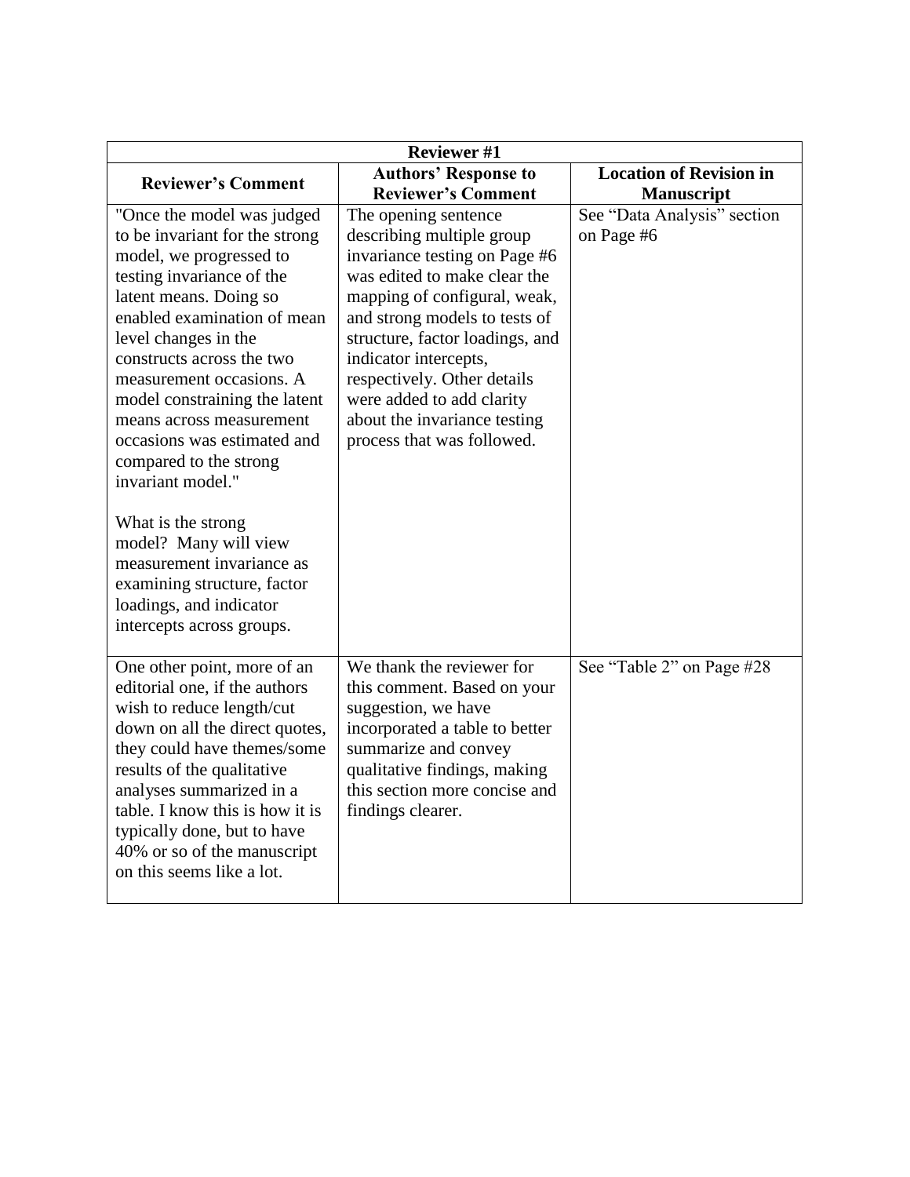| Reviewer #1 | | |
|---|---|---|
| **Reviewer's Comment** | **Authors' Response to Reviewer's Comment** | **Location of Revision in Manuscript** |
| "Once the model was judged to be invariant for the strong model, we progressed to testing invariance of the latent means. Doing so enabled examination of mean level changes in the constructs across the two measurement occasions. A model constraining the latent means across measurement occasions was estimated and compared to the strong invariant model."<br><br>What is the strong model? Many will view measurement invariance as examining structure, factor loadings, and indicator intercepts across groups. | The opening sentence describing multiple group invariance testing on Page #6 was edited to make clear the mapping of configural, weak, and strong models to tests of structure, factor loadings, and indicator intercepts, respectively. Other details were added to add clarity about the invariance testing process that was followed. | See "Data Analysis" section on Page #6 |
| One other point, more of an editorial one, if the authors wish to reduce length/cut down on all the direct quotes, they could have themes/some results of the qualitative analyses summarized in a table. I know this is how it is typically done, but to have 40% or so of the manuscript on this seems like a lot. | We thank the reviewer for this comment. Based on your suggestion, we have incorporated a table to better summarize and convey qualitative findings, making this section more concise and findings clearer. | See "Table 2" on Page #28 |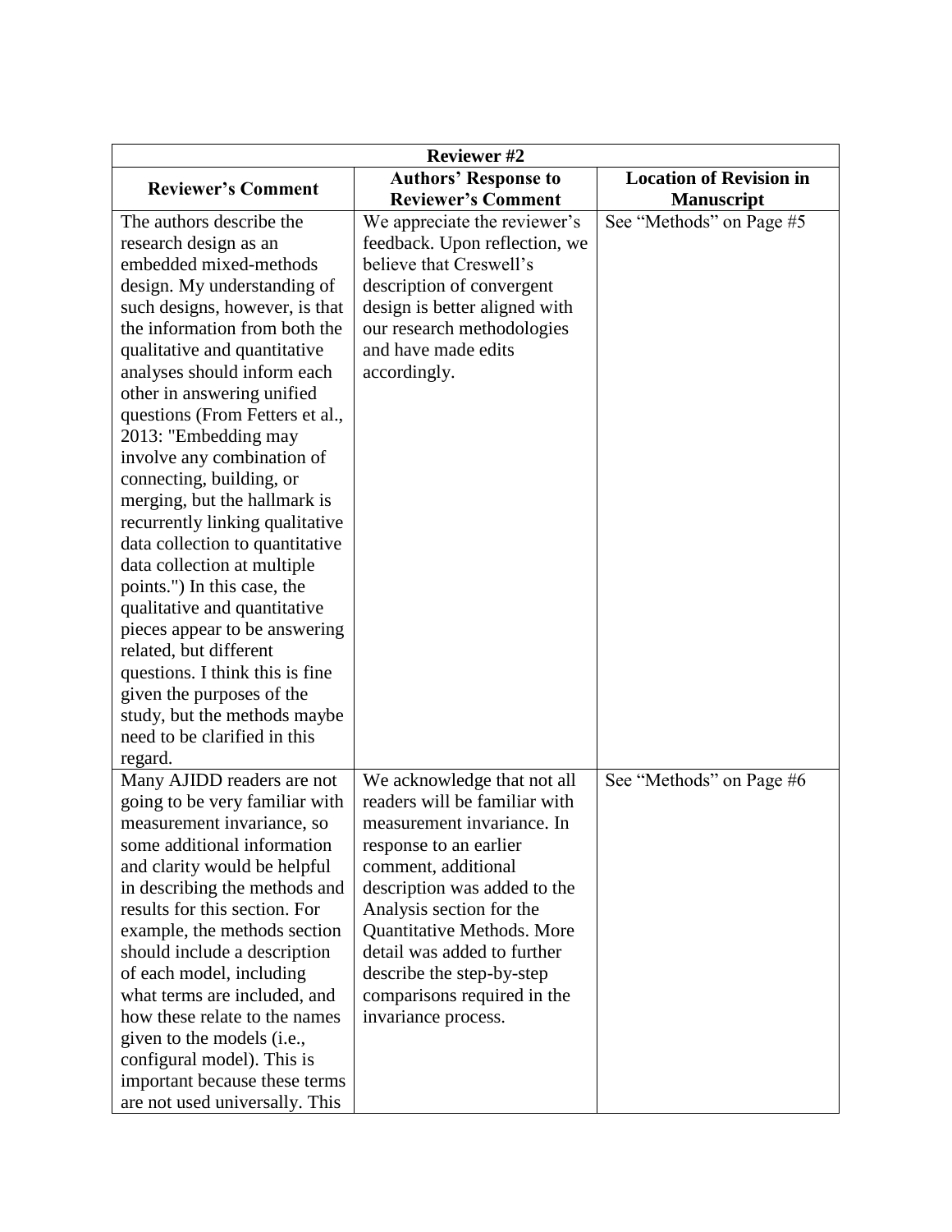| Reviewer #2 | | |
|---|---|---|
| **Reviewer's Comment** | **Authors' Response to Reviewer's Comment** | **Location of Revision in Manuscript** |
| The authors describe the research design as an embedded mixed-methods design. My understanding of such designs, however, is that the information from both the qualitative and quantitative analyses should inform each other in answering unified questions (From Fetters et al., 2013: "Embedding may involve any combination of connecting, building, or merging, but the hallmark is recurrently linking qualitative data collection to quantitative data collection at multiple points.") In this case, the qualitative and quantitative pieces appear to be answering related, but different questions. I think this is fine given the purposes of the study, but the methods maybe need to be clarified in this regard. | We appreciate the reviewer's feedback. Upon reflection, we believe that Creswell's description of convergent design is better aligned with our research methodologies and have made edits accordingly. | See "Methods" on Page #5 |
| Many AJIDD readers are not going to be very familiar with measurement invariance, so some additional information and clarity would be helpful in describing the methods and results for this section. For example, the methods section should include a description of each model, including what terms are included, and how these relate to the names given to the models (i.e., configural model). This is important because these terms are not used universally. This | We acknowledge that not all readers will be familiar with measurement invariance. In response to an earlier comment, additional description was added to the Analysis section for the Quantitative Methods. More detail was added to further describe the step-by-step comparisons required in the invariance process. | See "Methods" on Page #6 |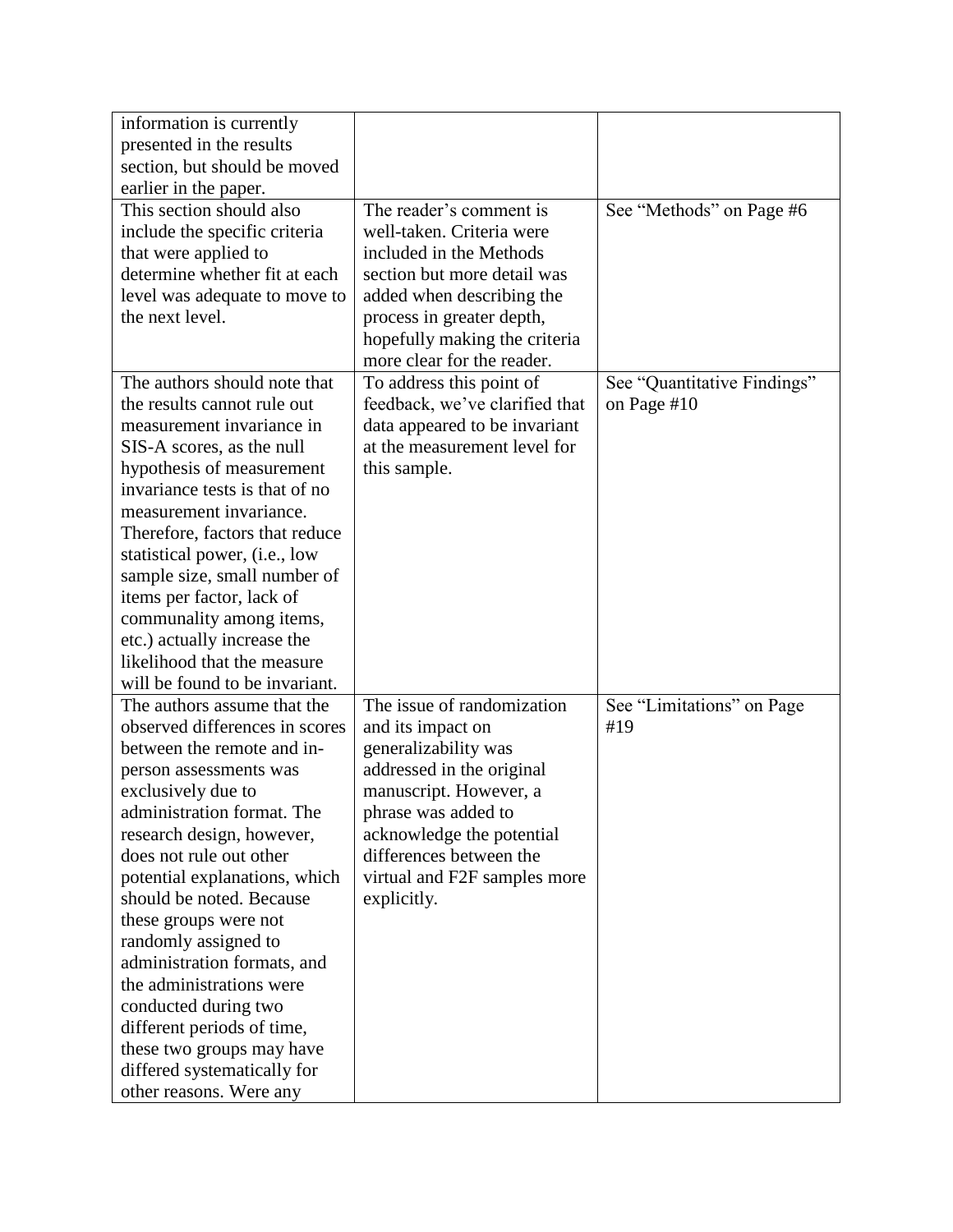| | | |
|---|---|---|
| information is currently presented in the results section, but should be moved earlier in the paper. | | |
| This section should also include the specific criteria that were applied to determine whether fit at each level was adequate to move to the next level. | The reader's comment is well-taken. Criteria were included in the Methods section but more detail was added when describing the process in greater depth, hopefully making the criteria more clear for the reader. | See "Methods" on Page #6 |
| The authors should note that the results cannot rule out measurement invariance in SIS-A scores, as the null hypothesis of measurement invariance tests is that of no measurement invariance. Therefore, factors that reduce statistical power, (i.e., low sample size, small number of items per factor, lack of communality among items, etc.) actually increase the likelihood that the measure will be found to be invariant. | To address this point of feedback, we've clarified that data appeared to be invariant at the measurement level for this sample. | See "Quantitative Findings" on Page #10 |
| The authors assume that the observed differences in scores between the remote and in-person assessments was exclusively due to administration format. The research design, however, does not rule out other potential explanations, which should be noted. Because these groups were not randomly assigned to administration formats, and the administrations were conducted during two different periods of time, these two groups may have differed systematically for other reasons. Were any | The issue of randomization and its impact on generalizability was addressed in the original manuscript. However, a phrase was added to acknowledge the potential differences between the virtual and F2F samples more explicitly. | See "Limitations" on Page #19 |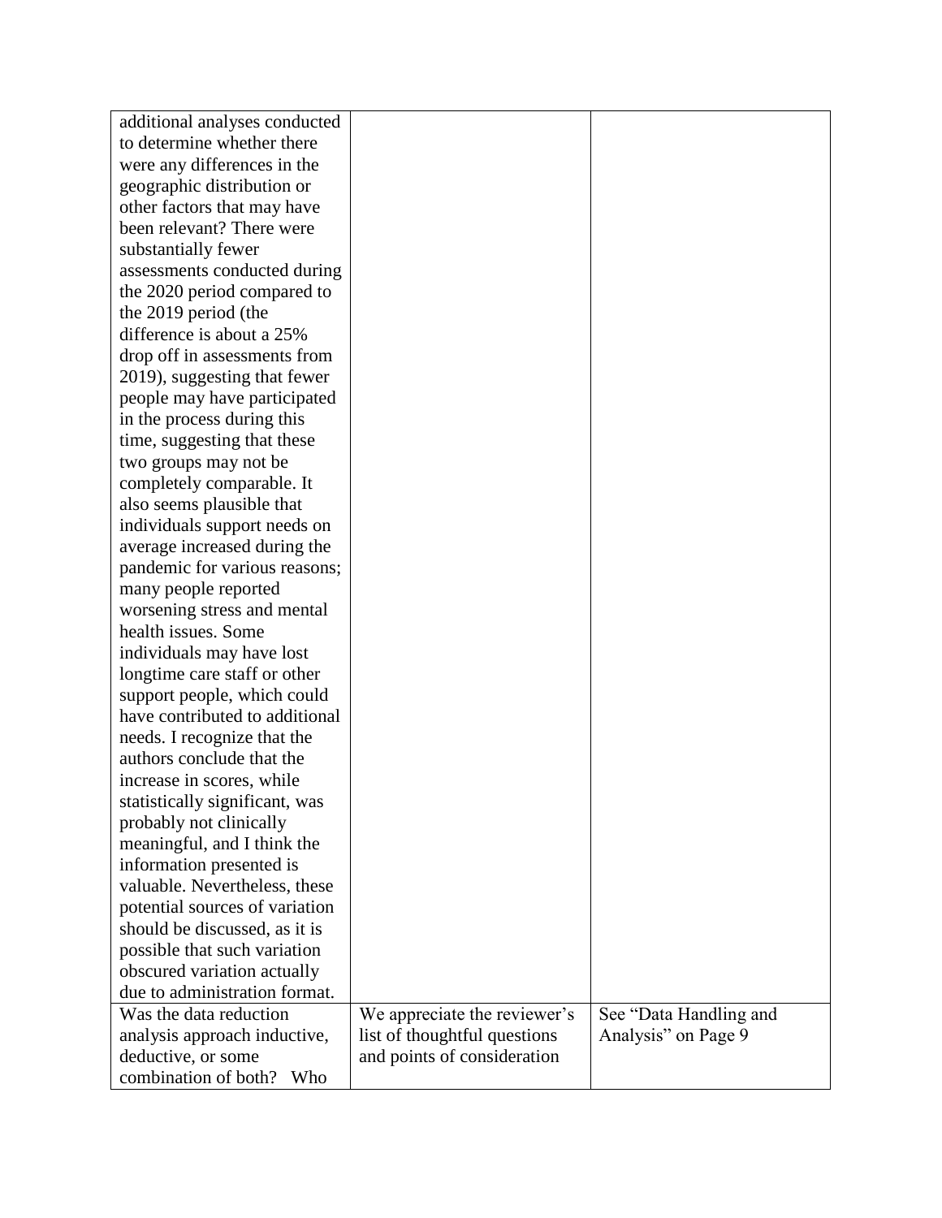| | | |
|---|---|---|
| additional analyses conducted to determine whether there were any differences in the geographic distribution or other factors that may have been relevant? There were substantially fewer assessments conducted during the 2020 period compared to the 2019 period (the difference is about a 25% drop off in assessments from 2019), suggesting that fewer people may have participated in the process during this time, suggesting that these two groups may not be completely comparable. It also seems plausible that individuals support needs on average increased during the pandemic for various reasons; many people reported worsening stress and mental health issues. Some individuals may have lost longtime care staff or other support people, which could have contributed to additional needs. I recognize that the authors conclude that the increase in scores, while statistically significant, was probably not clinically meaningful, and I think the information presented is valuable. Nevertheless, these potential sources of variation should be discussed, as it is possible that such variation obscured variation actually due to administration format. | | |
| Was the data reduction analysis approach inductive, deductive, or some combination of both? Who | We appreciate the reviewer's list of thoughtful questions and points of consideration | See "Data Handling and Analysis" on Page 9 |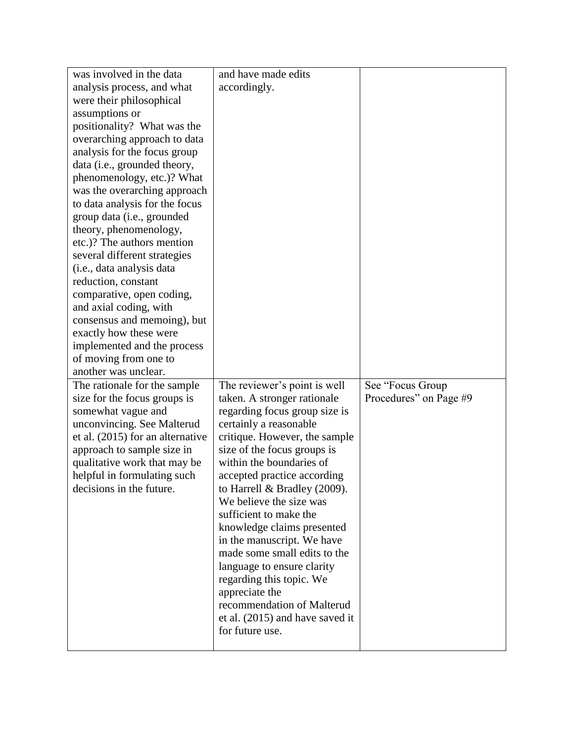| | | |
|---|---|---|
| was involved in the data analysis process, and what were their philosophical assumptions or positionality? What was the overarching approach to data analysis for the focus group data (i.e., grounded theory, phenomenology, etc.)? What was the overarching approach to data analysis for the focus group data (i.e., grounded theory, phenomenology, etc.)? The authors mention several different strategies (i.e., data analysis data reduction, constant comparative, open coding, and axial coding, with consensus and memoing), but exactly how these were implemented and the process of moving from one to another was unclear. | and have made edits accordingly. | |
| The rationale for the sample size for the focus groups is somewhat vague and unconvincing. See Malterud et al. (2015) for an alternative approach to sample size in qualitative work that may be helpful in formulating such decisions in the future. | The reviewer's point is well taken. A stronger rationale regarding focus group size is certainly a reasonable critique. However, the sample size of the focus groups is within the boundaries of accepted practice according to Harrell & Bradley (2009). We believe the size was sufficient to make the knowledge claims presented in the manuscript. We have made some small edits to the language to ensure clarity regarding this topic. We appreciate the recommendation of Malterud et al. (2015) and have saved it for future use. | See "Focus Group Procedures" on Page #9 |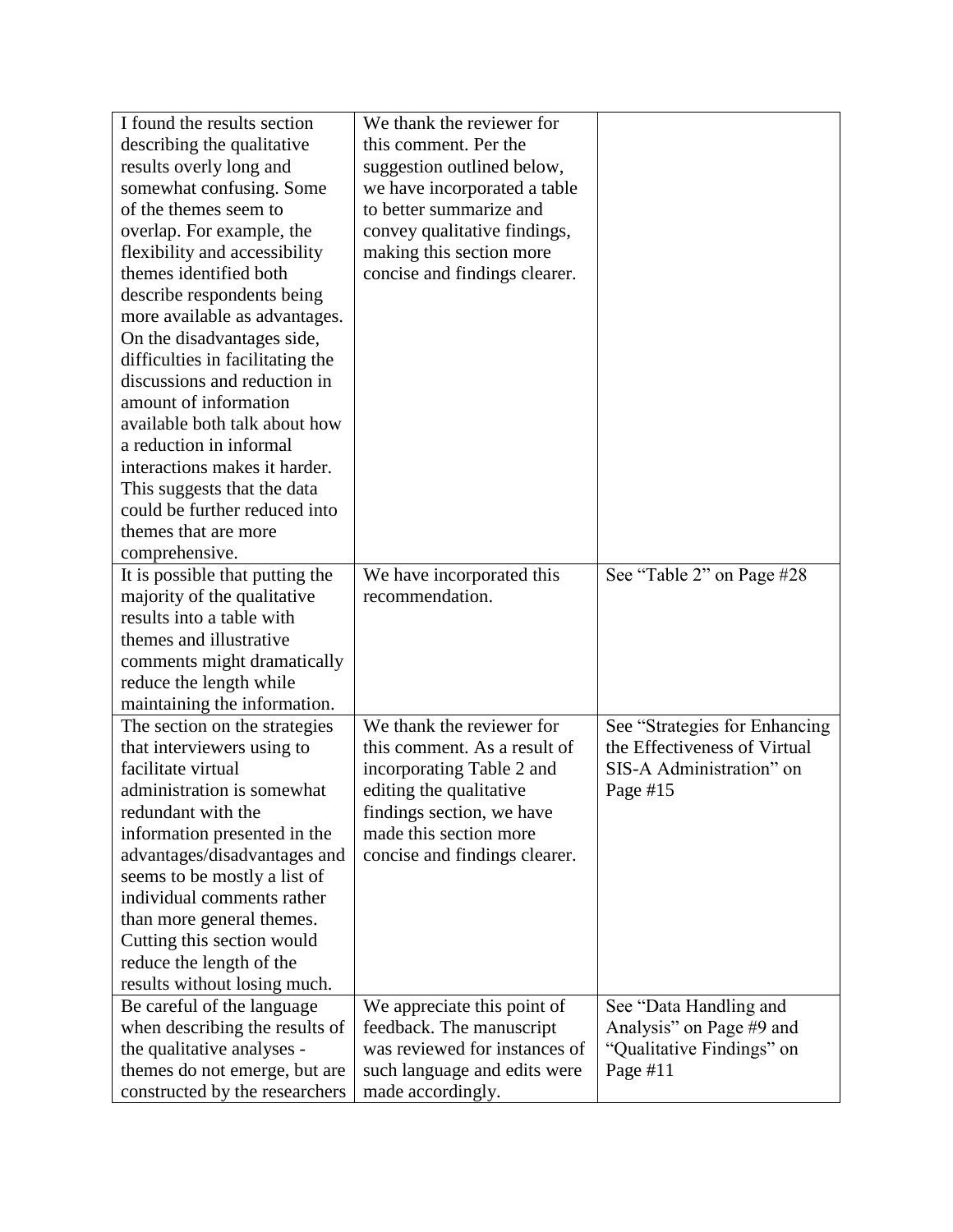| I found the results section describing the qualitative results overly long and somewhat confusing. Some of the themes seem to overlap. For example, the flexibility and accessibility themes identified both describe respondents being more available as advantages. On the disadvantages side, difficulties in facilitating the discussions and reduction in amount of information available both talk about how a reduction in informal interactions makes it harder. This suggests that the data could be further reduced into themes that are more comprehensive. | We thank the reviewer for this comment. Per the suggestion outlined below, we have incorporated a table to better summarize and convey qualitative findings, making this section more concise and findings clearer. | |
|---|---|---|
| It is possible that putting the majority of the qualitative results into a table with themes and illustrative comments might dramatically reduce the length while maintaining the information. | We have incorporated this recommendation. | See "Table 2" on Page #28 |
| The section on the strategies that interviewers using to facilitate virtual administration is somewhat redundant with the information presented in the advantages/disadvantages and seems to be mostly a list of individual comments rather than more general themes. Cutting this section would reduce the length of the results without losing much. | We thank the reviewer for this comment. As a result of incorporating Table 2 and editing the qualitative findings section, we have made this section more concise and findings clearer. | See "Strategies for Enhancing the Effectiveness of Virtual SIS-A Administration" on Page #15 |
| Be careful of the language when describing the results of the qualitative analyses - themes do not emerge, but are constructed by the researchers | We appreciate this point of feedback. The manuscript was reviewed for instances of such language and edits were made accordingly. | See "Data Handling and Analysis" on Page #9 and "Qualitative Findings" on Page #11 |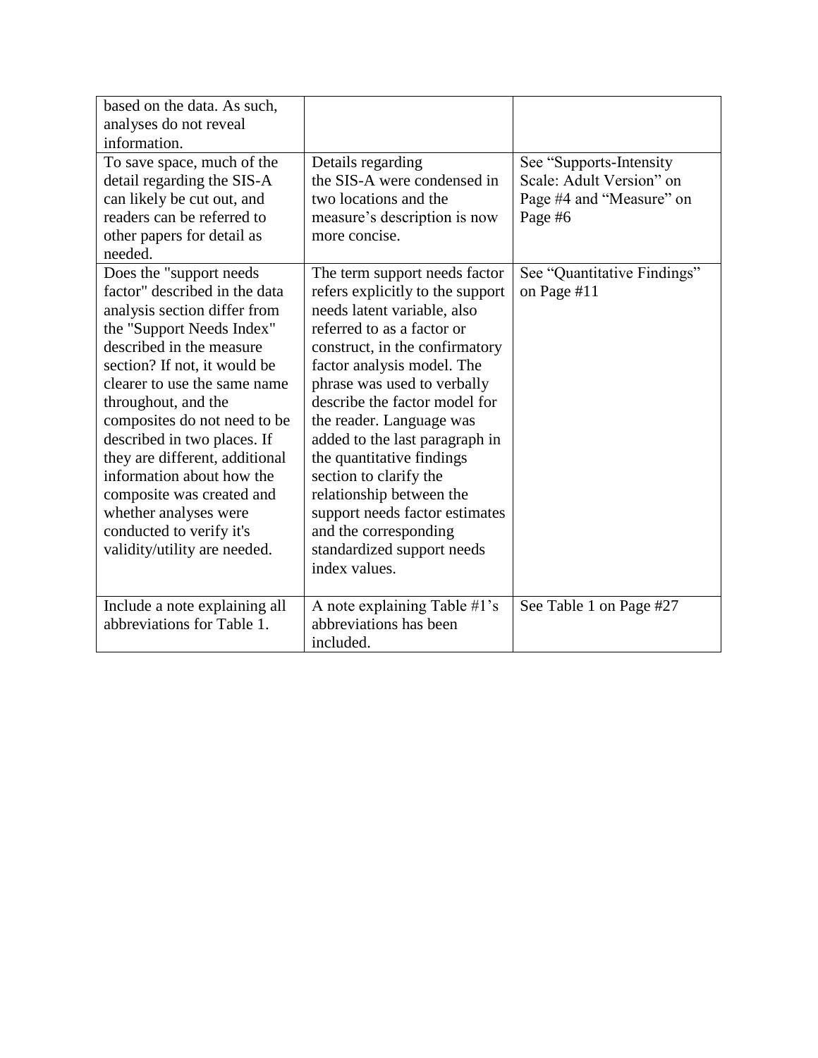| | | |
|---|---|---|
| based on the data. As such, analyses do not reveal information. | | |
| To save space, much of the detail regarding the SIS-A can likely be cut out, and readers can be referred to other papers for detail as needed. | Details regarding the SIS-A were condensed in two locations and the measure's description is now more concise. | See "Supports-Intensity Scale: Adult Version" on Page #4 and "Measure" on Page #6 |
| Does the "support needs factor" described in the data analysis section differ from the "Support Needs Index" described in the measure section? If not, it would be clearer to use the same name throughout, and the composites do not need to be described in two places. If they are different, additional information about how the composite was created and whether analyses were conducted to verify it's validity/utility are needed. | The term support needs factor refers explicitly to the support needs latent variable, also referred to as a factor or construct, in the confirmatory factor analysis model. The phrase was used to verbally describe the factor model for the reader. Language was added to the last paragraph in the quantitative findings section to clarify the relationship between the support needs factor estimates and the corresponding standardized support needs index values. | See "Quantitative Findings" on Page #11 |
| Include a note explaining all abbreviations for Table 1. | A note explaining Table #1's abbreviations has been included. | See Table 1 on Page #27 |